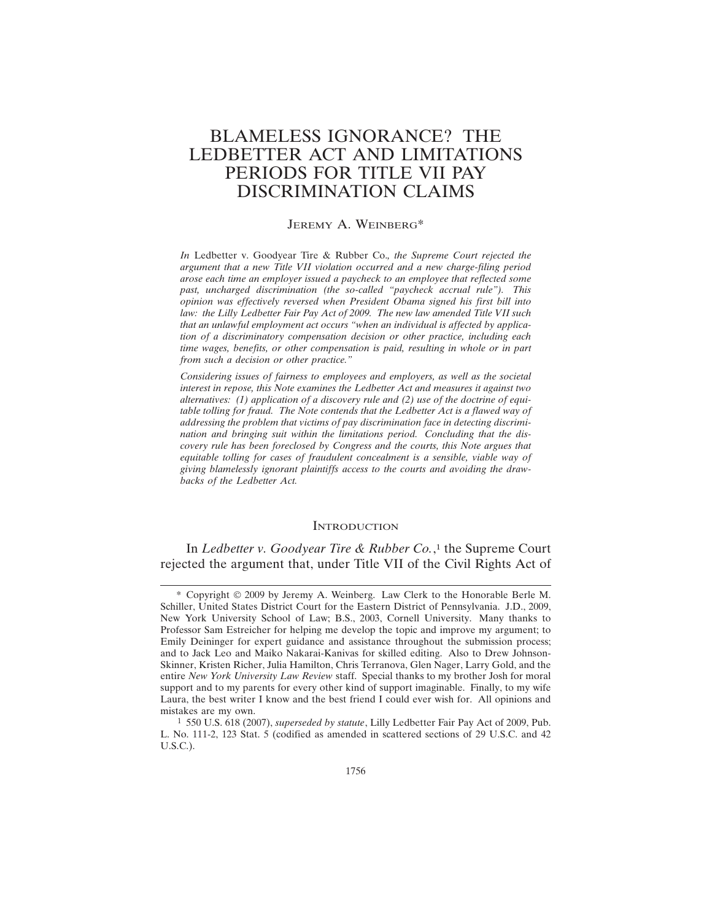# BLAMELESS IGNORANCE? THE LEDBETTER ACT AND LIMITATIONS PERIODS FOR TITLE VII PAY DISCRIMINATION CLAIMS

JEREMY A. WEINBERG*

*In* Ledbetter v. Goodyear Tire & Rubber Co.*, the Supreme Court rejected the argument that a new Title VII violation occurred and a new charge-filing period arose each time an employer issued a paycheck to an employee that reflected some past, uncharged discrimination (the so-called "paycheck accrual rule"). This opinion was effectively reversed when President Obama signed his first bill into law: the Lilly Ledbetter Fair Pay Act of 2009. The new law amended Title VII such that an unlawful employment act occurs "when an individual is affected by application of a discriminatory compensation decision or other practice, including each time wages, benefits, or other compensation is paid, resulting in whole or in part from such a decision or other practice."*

*Considering issues of fairness to employees and employers, as well as the societal interest in repose, this Note examines the Ledbetter Act and measures it against two alternatives: (1) application of a discovery rule and (2) use of the doctrine of equitable tolling for fraud. The Note contends that the Ledbetter Act is a flawed way of addressing the problem that victims of pay discrimination face in detecting discrimination and bringing suit within the limitations period. Concluding that the discovery rule has been foreclosed by Congress and the courts, this Note argues that equitable tolling for cases of fraudulent concealment is a sensible, viable way of giving blamelessly ignorant plaintiffs access to the courts and avoiding the drawbacks of the Ledbetter Act.*

## INTRODUCTION

In *Ledbetter v. Goodyear Tire & Rubber Co.*,[1] the Supreme Court rejected the argument that, under Title VII of the Civil Rights Act of

---

\* Copyright © 2009 by Jeremy A. Weinberg. Law Clerk to the Honorable Berle M. Schiller, United States District Court for the Eastern District of Pennsylvania. J.D., 2009, New York University School of Law; B.S., 2003, Cornell University. Many thanks to Professor Sam Estreicher for helping me develop the topic and improve my argument; to Emily Deininger for expert guidance and assistance throughout the submission process; and to Jack Leo and Maiko Nakarai-Kanivas for skilled editing. Also to Drew Johnson-Skinner, Kristen Richer, Julia Hamilton, Chris Terranova, Glen Nager, Larry Gold, and the entire *New York University Law Review* staff. Special thanks to my brother Josh for moral support and to my parents for every other kind of support imaginable. Finally, to my wife Laura, the best writer I know and the best friend I could ever wish for. All opinions and mistakes are my own.

[1] 550 U.S. 618 (2007), *superseded by statute*, Lilly Ledbetter Fair Pay Act of 2009, Pub. L. No. 111-2, 123 Stat. 5 (codified as amended in scattered sections of 29 U.S.C. and 42 U.S.C.).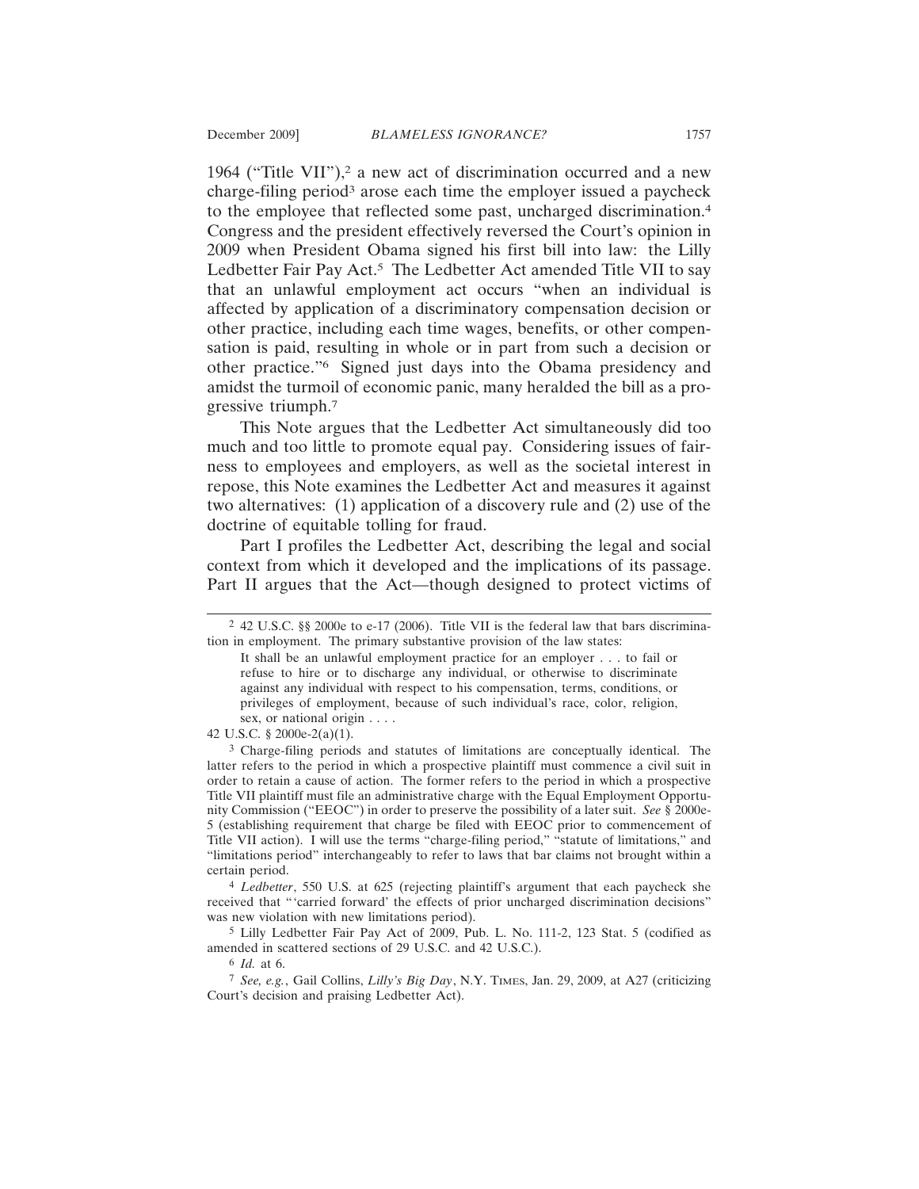1964 ("Title VII"),[2] a new act of discrimination occurred and a new charge-filing period[3] arose each time the employer issued a paycheck to the employee that reflected some past, uncharged discrimination.[4] Congress and the president effectively reversed the Court's opinion in 2009 when President Obama signed his first bill into law: the Lilly Ledbetter Fair Pay Act.[5] The Ledbetter Act amended Title VII to say that an unlawful employment act occurs "when an individual is affected by application of a discriminatory compensation decision or other practice, including each time wages, benefits, or other compensation is paid, resulting in whole or in part from such a decision or other practice."[6] Signed just days into the Obama presidency and amidst the turmoil of economic panic, many heralded the bill as a progressive triumph.[7]

This Note argues that the Ledbetter Act simultaneously did too much and too little to promote equal pay. Considering issues of fairness to employees and employers, as well as the societal interest in repose, this Note examines the Ledbetter Act and measures it against two alternatives: (1) application of a discovery rule and (2) use of the doctrine of equitable tolling for fraud.

Part I profiles the Ledbetter Act, describing the legal and social context from which it developed and the implications of its passage. Part II argues that the Act—though designed to protect victims of

---

[2] 42 U.S.C. §§ 2000e to e-17 (2006). Title VII is the federal law that bars discrimination in employment. The primary substantive provision of the law states:

> It shall be an unlawful employment practice for an employer . . . to fail or refuse to hire or to discharge any individual, or otherwise to discriminate against any individual with respect to his compensation, terms, conditions, or privileges of employment, because of such individual's race, color, religion, sex, or national origin . . . .

42 U.S.C. § 2000e-2(a)(1).

[3] Charge-filing periods and statutes of limitations are conceptually identical. The latter refers to the period in which a prospective plaintiff must commence a civil suit in order to retain a cause of action. The former refers to the period in which a prospective Title VII plaintiff must file an administrative charge with the Equal Employment Opportunity Commission ("EEOC") in order to preserve the possibility of a later suit. *See* § 2000e-5 (establishing requirement that charge be filed with EEOC prior to commencement of Title VII action). I will use the terms "charge-filing period," "statute of limitations," and "limitations period" interchangeably to refer to laws that bar claims not brought within a certain period.

[4] *Ledbetter*, 550 U.S. at 625 (rejecting plaintiff's argument that each paycheck she received that "'carried forward' the effects of prior uncharged discrimination decisions" was new violation with new limitations period).

[5] Lilly Ledbetter Fair Pay Act of 2009, Pub. L. No. 111-2, 123 Stat. 5 (codified as amended in scattered sections of 29 U.S.C. and 42 U.S.C.).

[6] *Id.* at 6.

[7] *See, e.g.*, Gail Collins, *Lilly's Big Day*, N.Y. TIMES, Jan. 29, 2009, at A27 (criticizing Court's decision and praising Ledbetter Act).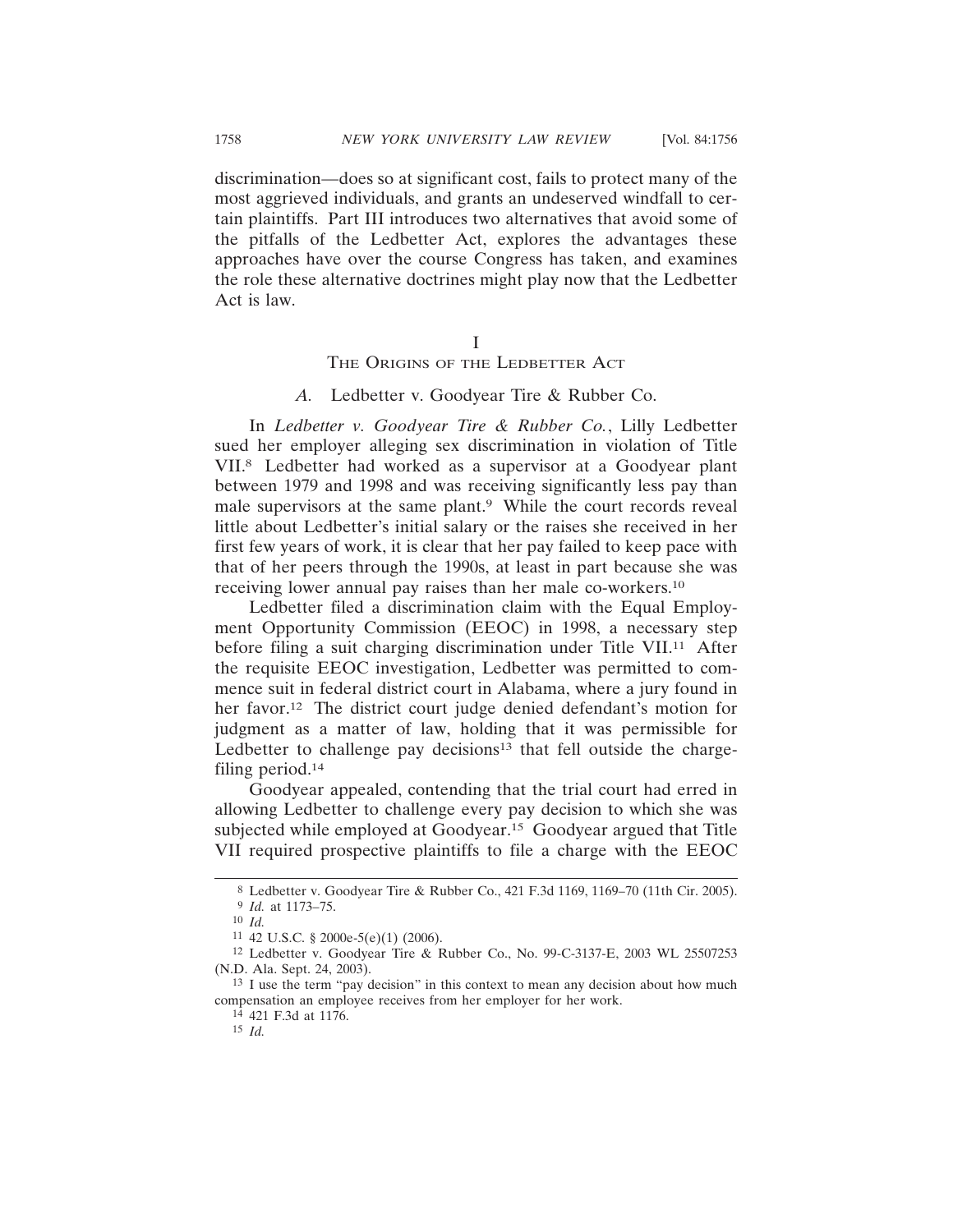discrimination—does so at significant cost, fails to protect many of the most aggrieved individuals, and grants an undeserved windfall to certain plaintiffs. Part III introduces two alternatives that avoid some of the pitfalls of the Ledbetter Act, explores the advantages these approaches have over the course Congress has taken, and examines the role these alternative doctrines might play now that the Ledbetter Act is law.

## I
## The Origins of the Ledbetter Act

### *A.* Ledbetter v. Goodyear Tire & Rubber Co.

In *Ledbetter v. Goodyear Tire & Rubber Co.*, Lilly Ledbetter sued her employer alleging sex discrimination in violation of Title VII.[8] Ledbetter had worked as a supervisor at a Goodyear plant between 1979 and 1998 and was receiving significantly less pay than male supervisors at the same plant.[9] While the court records reveal little about Ledbetter's initial salary or the raises she received in her first few years of work, it is clear that her pay failed to keep pace with that of her peers through the 1990s, at least in part because she was receiving lower annual pay raises than her male co-workers.[10]

Ledbetter filed a discrimination claim with the Equal Employment Opportunity Commission (EEOC) in 1998, a necessary step before filing a suit charging discrimination under Title VII.[11] After the requisite EEOC investigation, Ledbetter was permitted to commence suit in federal district court in Alabama, where a jury found in her favor.[12] The district court judge denied defendant's motion for judgment as a matter of law, holding that it was permissible for Ledbetter to challenge pay decisions[13] that fell outside the charge-filing period.[14]

Goodyear appealed, contending that the trial court had erred in allowing Ledbetter to challenge every pay decision to which she was subjected while employed at Goodyear.[15] Goodyear argued that Title VII required prospective plaintiffs to file a charge with the EEOC

---

[8] Ledbetter v. Goodyear Tire & Rubber Co., 421 F.3d 1169, 1169–70 (11th Cir. 2005).

[9] *Id.* at 1173–75.

[10] *Id.*

[11] 42 U.S.C. § 2000e-5(e)(1) (2006).

[12] Ledbetter v. Goodyear Tire & Rubber Co., No. 99-C-3137-E, 2003 WL 25507253 (N.D. Ala. Sept. 24, 2003).

[13] I use the term "pay decision" in this context to mean any decision about how much compensation an employee receives from her employer for her work.

[14] 421 F.3d at 1176.

[15] *Id.*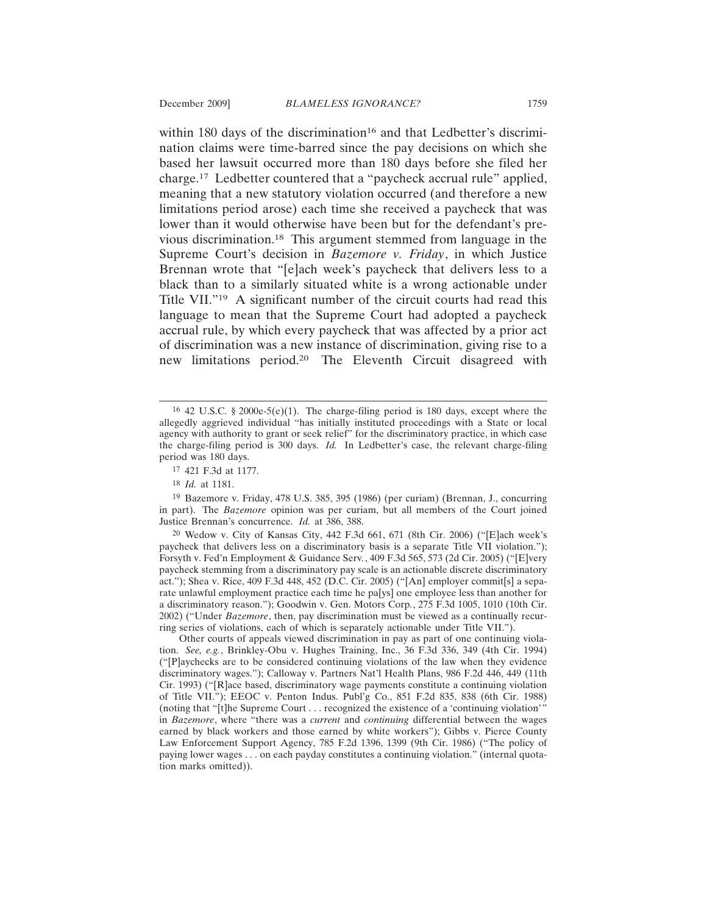within 180 days of the discrimination[16] and that Ledbetter's discrimination claims were time-barred since the pay decisions on which she based her lawsuit occurred more than 180 days before she filed her charge.[17] Ledbetter countered that a "paycheck accrual rule" applied, meaning that a new statutory violation occurred (and therefore a new limitations period arose) each time she received a paycheck that was lower than it would otherwise have been but for the defendant's previous discrimination.[18] This argument stemmed from language in the Supreme Court's decision in *Bazemore v. Friday*, in which Justice Brennan wrote that "[e]ach week's paycheck that delivers less to a black than to a similarly situated white is a wrong actionable under Title VII."[19] A significant number of the circuit courts had read this language to mean that the Supreme Court had adopted a paycheck accrual rule, by which every paycheck that was affected by a prior act of discrimination was a new instance of discrimination, giving rise to a new limitations period.[20] The Eleventh Circuit disagreed with

---

[16] 42 U.S.C. § 2000e-5(e)(1). The charge-filing period is 180 days, except where the allegedly aggrieved individual "has initially instituted proceedings with a State or local agency with authority to grant or seek relief" for the discriminatory practice, in which case the charge-filing period is 300 days. *Id.* In Ledbetter's case, the relevant charge-filing period was 180 days.

[17] 421 F.3d at 1177.

[18] *Id.* at 1181.

[19] Bazemore v. Friday, 478 U.S. 385, 395 (1986) (per curiam) (Brennan, J., concurring in part). The *Bazemore* opinion was per curiam, but all members of the Court joined Justice Brennan's concurrence. *Id.* at 386, 388.

[20] Wedow v. City of Kansas City, 442 F.3d 661, 671 (8th Cir. 2006) ("[E]ach week's paycheck that delivers less on a discriminatory basis is a separate Title VII violation."); Forsyth v. Fed'n Employment & Guidance Serv., 409 F.3d 565, 573 (2d Cir. 2005) ("[E]very paycheck stemming from a discriminatory pay scale is an actionable discrete discriminatory act."); Shea v. Rice, 409 F.3d 448, 452 (D.C. Cir. 2005) ("[An] employer commit[s] a separate unlawful employment practice each time he pa[ys] one employee less than another for a discriminatory reason."); Goodwin v. Gen. Motors Corp., 275 F.3d 1005, 1010 (10th Cir. 2002) ("Under *Bazemore*, then, pay discrimination must be viewed as a continually recurring series of violations, each of which is separately actionable under Title VII.").

Other courts of appeals viewed discrimination in pay as part of one continuing violation. *See, e.g.*, Brinkley-Obu v. Hughes Training, Inc., 36 F.3d 336, 349 (4th Cir. 1994) ("[P]aychecks are to be considered continuing violations of the law when they evidence discriminatory wages."); Calloway v. Partners Nat'l Health Plans, 986 F.2d 446, 449 (11th Cir. 1993) ("[R]ace based, discriminatory wage payments constitute a continuing violation of Title VII."); EEOC v. Penton Indus. Publ'g Co., 851 F.2d 835, 838 (6th Cir. 1988) (noting that "[t]he Supreme Court . . . recognized the existence of a 'continuing violation'" in *Bazemore*, where "there was a *current* and *continuing* differential between the wages earned by black workers and those earned by white workers"); Gibbs v. Pierce County Law Enforcement Support Agency, 785 F.2d 1396, 1399 (9th Cir. 1986) ("The policy of paying lower wages . . . on each payday constitutes a continuing violation." (internal quotation marks omitted)).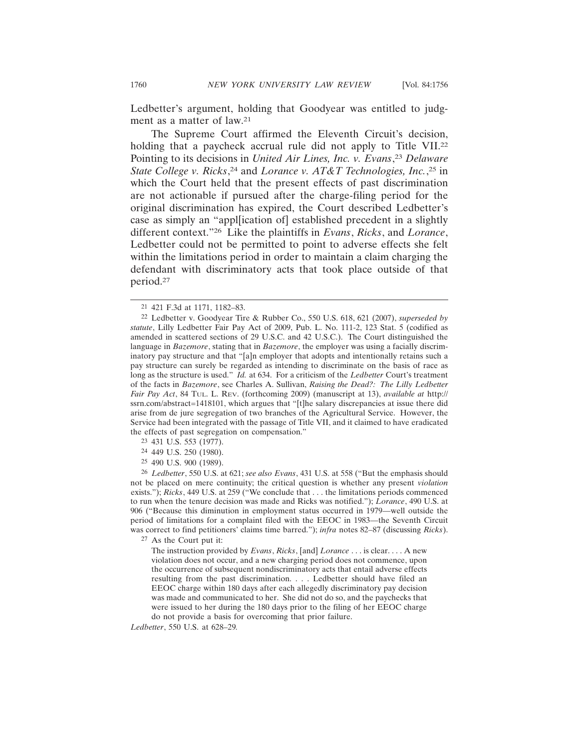Ledbetter's argument, holding that Goodyear was entitled to judgment as a matter of law.[21]

The Supreme Court affirmed the Eleventh Circuit's decision, holding that a paycheck accrual rule did not apply to Title VII.[22] Pointing to its decisions in *United Air Lines, Inc. v. Evans*,[23] *Delaware State College v. Ricks*,[24] and *Lorance v. AT&T Technologies, Inc.*,[25] in which the Court held that the present effects of past discrimination are not actionable if pursued after the charge-filing period for the original discrimination has expired, the Court described Ledbetter's case as simply an "appl[ication of] established precedent in a slightly different context."[26] Like the plaintiffs in *Evans*, *Ricks*, and *Lorance*, Ledbetter could not be permitted to point to adverse effects she felt within the limitations period in order to maintain a claim charging the defendant with discriminatory acts that took place outside of that period.[27]

---

[21] 421 F.3d at 1171, 1182–83.

[22] Ledbetter v. Goodyear Tire & Rubber Co., 550 U.S. 618, 621 (2007), *superseded by statute*, Lilly Ledbetter Fair Pay Act of 2009, Pub. L. No. 111-2, 123 Stat. 5 (codified as amended in scattered sections of 29 U.S.C. and 42 U.S.C.). The Court distinguished the language in *Bazemore*, stating that in *Bazemore*, the employer was using a facially discriminatory pay structure and that "[a]n employer that adopts and intentionally retains such a pay structure can surely be regarded as intending to discriminate on the basis of race as long as the structure is used." *Id.* at 634. For a criticism of the *Ledbetter* Court's treatment of the facts in *Bazemore*, see Charles A. Sullivan, *Raising the Dead?: The Lilly Ledbetter Fair Pay Act*, 84 TUL. L. REV. (forthcoming 2009) (manuscript at 13), *available at* http://ssrn.com/abstract=1418101, which argues that "[t]he salary discrepancies at issue there did arise from de jure segregation of two branches of the Agricultural Service. However, the Service had been integrated with the passage of Title VII, and it claimed to have eradicated the effects of past segregation on compensation."

[23] 431 U.S. 553 (1977).

[24] 449 U.S. 250 (1980).

[25] 490 U.S. 900 (1989).

[26] *Ledbetter*, 550 U.S. at 621; *see also Evans*, 431 U.S. at 558 ("But the emphasis should not be placed on mere continuity; the critical question is whether any present *violation* exists."); *Ricks*, 449 U.S. at 259 ("We conclude that . . . the limitations periods commenced to run when the tenure decision was made and Ricks was notified."); *Lorance*, 490 U.S. at 906 ("Because this diminution in employment status occurred in 1979—well outside the period of limitations for a complaint filed with the EEOC in 1983—the Seventh Circuit was correct to find petitioners' claims time barred."); *infra* notes 82–87 (discussing *Ricks*).

[27] As the Court put it:

> The instruction provided by *Evans*, *Ricks*, [and] *Lorance* . . . is clear. . . . A new violation does not occur, and a new charging period does not commence, upon the occurrence of subsequent nondiscriminatory acts that entail adverse effects resulting from the past discrimination. . . . Ledbetter should have filed an EEOC charge within 180 days after each allegedly discriminatory pay decision was made and communicated to her. She did not do so, and the paychecks that were issued to her during the 180 days prior to the filing of her EEOC charge do not provide a basis for overcoming that prior failure.

*Ledbetter*, 550 U.S. at 628–29.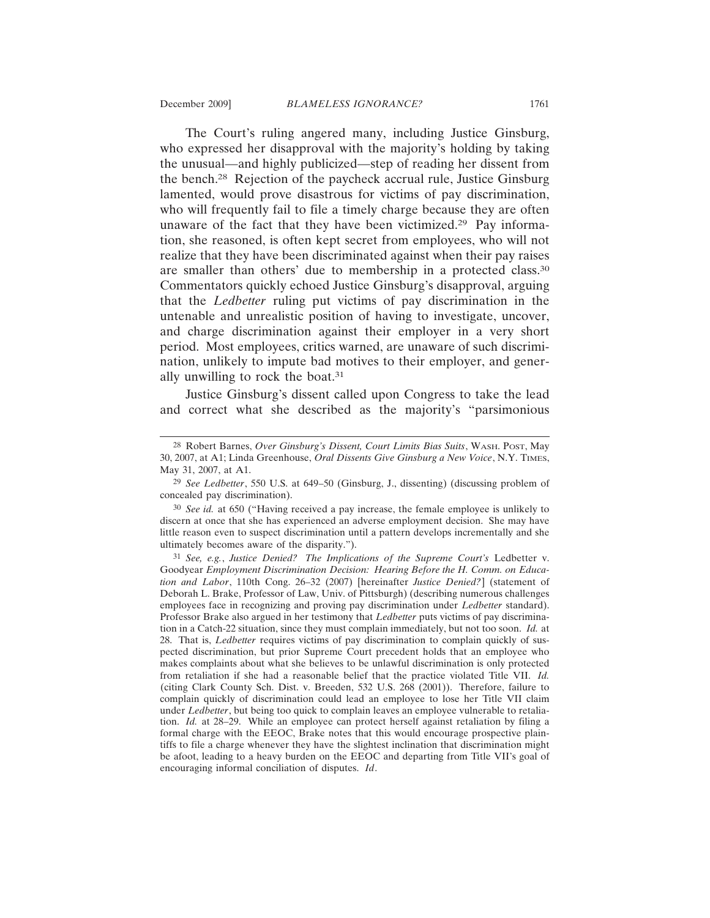The Court's ruling angered many, including Justice Ginsburg, who expressed her disapproval with the majority's holding by taking the unusual—and highly publicized—step of reading her dissent from the bench.[28] Rejection of the paycheck accrual rule, Justice Ginsburg lamented, would prove disastrous for victims of pay discrimination, who will frequently fail to file a timely charge because they are often unaware of the fact that they have been victimized.[29] Pay information, she reasoned, is often kept secret from employees, who will not realize that they have been discriminated against when their pay raises are smaller than others' due to membership in a protected class.[30] Commentators quickly echoed Justice Ginsburg's disapproval, arguing that the *Ledbetter* ruling put victims of pay discrimination in the untenable and unrealistic position of having to investigate, uncover, and charge discrimination against their employer in a very short period. Most employees, critics warned, are unaware of such discrimination, unlikely to impute bad motives to their employer, and generally unwilling to rock the boat.[31]

Justice Ginsburg's dissent called upon Congress to take the lead and correct what she described as the majority's "parsimonious

---

[28] Robert Barnes, *Over Ginsburg's Dissent, Court Limits Bias Suits*, WASH. POST, May 30, 2007, at A1; Linda Greenhouse, *Oral Dissents Give Ginsburg a New Voice*, N.Y. TIMES, May 31, 2007, at A1.

[29] *See Ledbetter*, 550 U.S. at 649–50 (Ginsburg, J., dissenting) (discussing problem of concealed pay discrimination).

[30] *See id.* at 650 ("Having received a pay increase, the female employee is unlikely to discern at once that she has experienced an adverse employment decision. She may have little reason even to suspect discrimination until a pattern develops incrementally and she ultimately becomes aware of the disparity.").

[31] *See, e.g.*, *Justice Denied? The Implications of the Supreme Court's* Ledbetter v. Goodyear *Employment Discrimination Decision: Hearing Before the H. Comm. on Education and Labor*, 110th Cong. 26–32 (2007) [hereinafter *Justice Denied?*] (statement of Deborah L. Brake, Professor of Law, Univ. of Pittsburgh) (describing numerous challenges employees face in recognizing and proving pay discrimination under *Ledbetter* standard). Professor Brake also argued in her testimony that *Ledbetter* puts victims of pay discrimination in a Catch-22 situation, since they must complain immediately, but not too soon. *Id.* at 28. That is, *Ledbetter* requires victims of pay discrimination to complain quickly of suspected discrimination, but prior Supreme Court precedent holds that an employee who makes complaints about what she believes to be unlawful discrimination is only protected from retaliation if she had a reasonable belief that the practice violated Title VII. *Id.* (citing Clark County Sch. Dist. v. Breeden, 532 U.S. 268 (2001)). Therefore, failure to complain quickly of discrimination could lead an employee to lose her Title VII claim under *Ledbetter*, but being too quick to complain leaves an employee vulnerable to retaliation. *Id.* at 28–29. While an employee can protect herself against retaliation by filing a formal charge with the EEOC, Brake notes that this would encourage prospective plaintiffs to file a charge whenever they have the slightest inclination that discrimination might be afoot, leading to a heavy burden on the EEOC and departing from Title VII's goal of encouraging informal conciliation of disputes. *Id*.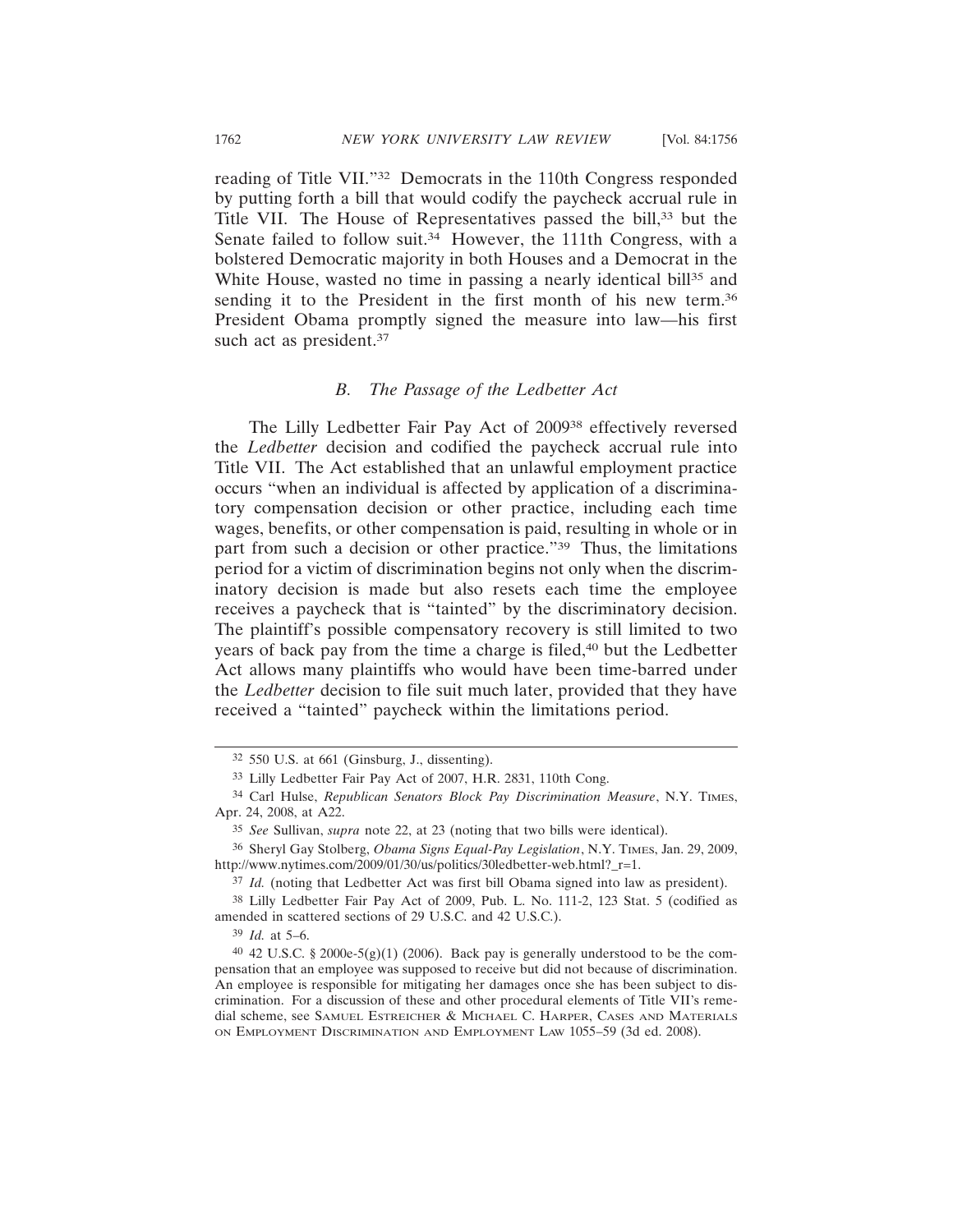reading of Title VII."[32] Democrats in the 110th Congress responded by putting forth a bill that would codify the paycheck accrual rule in Title VII. The House of Representatives passed the bill,[33] but the Senate failed to follow suit.[34] However, the 111th Congress, with a bolstered Democratic majority in both Houses and a Democrat in the White House, wasted no time in passing a nearly identical bill[35] and sending it to the President in the first month of his new term.[36] President Obama promptly signed the measure into law—his first such act as president.[37]

### *B. The Passage of the Ledbetter Act*

The Lilly Ledbetter Fair Pay Act of 2009[38] effectively reversed the *Ledbetter* decision and codified the paycheck accrual rule into Title VII. The Act established that an unlawful employment practice occurs "when an individual is affected by application of a discriminatory compensation decision or other practice, including each time wages, benefits, or other compensation is paid, resulting in whole or in part from such a decision or other practice."[39] Thus, the limitations period for a victim of discrimination begins not only when the discriminatory decision is made but also resets each time the employee receives a paycheck that is "tainted" by the discriminatory decision. The plaintiff's possible compensatory recovery is still limited to two years of back pay from the time a charge is filed,[40] but the Ledbetter Act allows many plaintiffs who would have been time-barred under the *Ledbetter* decision to file suit much later, provided that they have received a "tainted" paycheck within the limitations period.

---

[32] 550 U.S. at 661 (Ginsburg, J., dissenting).

[33] Lilly Ledbetter Fair Pay Act of 2007, H.R. 2831, 110th Cong.

[34] Carl Hulse, *Republican Senators Block Pay Discrimination Measure*, N.Y. TIMES, Apr. 24, 2008, at A22.

[35] *See* Sullivan, *supra* note 22, at 23 (noting that two bills were identical).

[36] Sheryl Gay Stolberg, *Obama Signs Equal-Pay Legislation*, N.Y. TIMES, Jan. 29, 2009, http://www.nytimes.com/2009/01/30/us/politics/30ledbetter-web.html?_r=1.

[37] *Id.* (noting that Ledbetter Act was first bill Obama signed into law as president).

[38] Lilly Ledbetter Fair Pay Act of 2009, Pub. L. No. 111-2, 123 Stat. 5 (codified as amended in scattered sections of 29 U.S.C. and 42 U.S.C.).

[39] *Id.* at 5–6.

[40] 42 U.S.C. § 2000e-5(g)(1) (2006). Back pay is generally understood to be the compensation that an employee was supposed to receive but did not because of discrimination. An employee is responsible for mitigating her damages once she has been subject to discrimination. For a discussion of these and other procedural elements of Title VII's remedial scheme, see SAMUEL ESTREICHER & MICHAEL C. HARPER, CASES AND MATERIALS ON EMPLOYMENT DISCRIMINATION AND EMPLOYMENT LAW 1055–59 (3d ed. 2008).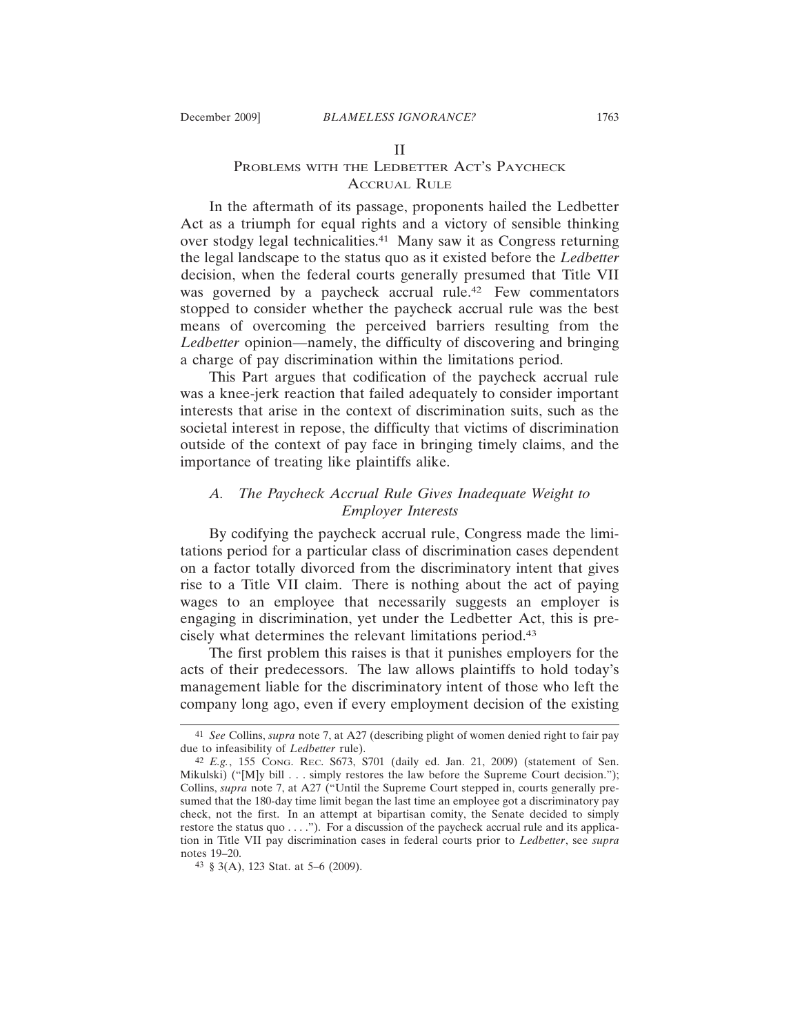## II
## PROBLEMS WITH THE LEDBETTER ACT'S PAYCHECK ACCRUAL RULE

In the aftermath of its passage, proponents hailed the Ledbetter Act as a triumph for equal rights and a victory of sensible thinking over stodgy legal technicalities.[41] Many saw it as Congress returning the legal landscape to the status quo as it existed before the *Ledbetter* decision, when the federal courts generally presumed that Title VII was governed by a paycheck accrual rule.[42] Few commentators stopped to consider whether the paycheck accrual rule was the best means of overcoming the perceived barriers resulting from the *Ledbetter* opinion—namely, the difficulty of discovering and bringing a charge of pay discrimination within the limitations period.

This Part argues that codification of the paycheck accrual rule was a knee-jerk reaction that failed adequately to consider important interests that arise in the context of discrimination suits, such as the societal interest in repose, the difficulty that victims of discrimination outside of the context of pay face in bringing timely claims, and the importance of treating like plaintiffs alike.

### *A. The Paycheck Accrual Rule Gives Inadequate Weight to Employer Interests*

By codifying the paycheck accrual rule, Congress made the limitations period for a particular class of discrimination cases dependent on a factor totally divorced from the discriminatory intent that gives rise to a Title VII claim. There is nothing about the act of paying wages to an employee that necessarily suggests an employer is engaging in discrimination, yet under the Ledbetter Act, this is precisely what determines the relevant limitations period.[43]

The first problem this raises is that it punishes employers for the acts of their predecessors. The law allows plaintiffs to hold today's management liable for the discriminatory intent of those who left the company long ago, even if every employment decision of the existing

---

[41] *See* Collins, *supra* note 7, at A27 (describing plight of women denied right to fair pay due to infeasibility of *Ledbetter* rule).

[42] *E.g.*, 155 CONG. REC. S673, S701 (daily ed. Jan. 21, 2009) (statement of Sen. Mikulski) ("[M]y bill . . . simply restores the law before the Supreme Court decision."); Collins, *supra* note 7, at A27 ("Until the Supreme Court stepped in, courts generally presumed that the 180-day time limit began the last time an employee got a discriminatory pay check, not the first. In an attempt at bipartisan comity, the Senate decided to simply restore the status quo . . . ."). For a discussion of the paycheck accrual rule and its application in Title VII pay discrimination cases in federal courts prior to *Ledbetter*, see *supra* notes 19–20.

[43] § 3(A), 123 Stat. at 5–6 (2009).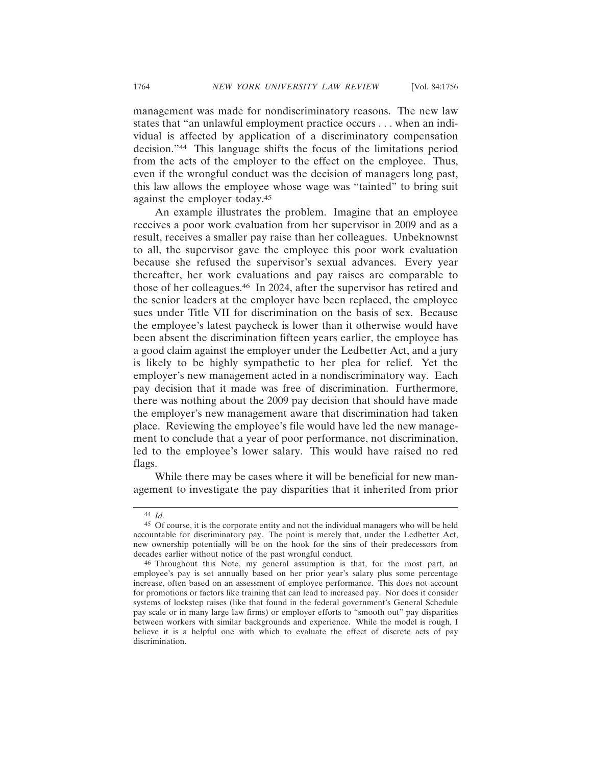management was made for nondiscriminatory reasons. The new law states that "an unlawful employment practice occurs . . . when an individual is affected by application of a discriminatory compensation decision."[44] This language shifts the focus of the limitations period from the acts of the employer to the effect on the employee. Thus, even if the wrongful conduct was the decision of managers long past, this law allows the employee whose wage was "tainted" to bring suit against the employer today.[45]

An example illustrates the problem. Imagine that an employee receives a poor work evaluation from her supervisor in 2009 and as a result, receives a smaller pay raise than her colleagues. Unbeknownst to all, the supervisor gave the employee this poor work evaluation because she refused the supervisor's sexual advances. Every year thereafter, her work evaluations and pay raises are comparable to those of her colleagues.[46] In 2024, after the supervisor has retired and the senior leaders at the employer have been replaced, the employee sues under Title VII for discrimination on the basis of sex. Because the employee's latest paycheck is lower than it otherwise would have been absent the discrimination fifteen years earlier, the employee has a good claim against the employer under the Ledbetter Act, and a jury is likely to be highly sympathetic to her plea for relief. Yet the employer's new management acted in a nondiscriminatory way. Each pay decision that it made was free of discrimination. Furthermore, there was nothing about the 2009 pay decision that should have made the employer's new management aware that discrimination had taken place. Reviewing the employee's file would have led the new management to conclude that a year of poor performance, not discrimination, led to the employee's lower salary. This would have raised no red flags.

While there may be cases where it will be beneficial for new management to investigate the pay disparities that it inherited from prior

---

[44] *Id.*

[45] Of course, it is the corporate entity and not the individual managers who will be held accountable for discriminatory pay. The point is merely that, under the Ledbetter Act, new ownership potentially will be on the hook for the sins of their predecessors from decades earlier without notice of the past wrongful conduct.

[46] Throughout this Note, my general assumption is that, for the most part, an employee's pay is set annually based on her prior year's salary plus some percentage increase, often based on an assessment of employee performance. This does not account for promotions or factors like training that can lead to increased pay. Nor does it consider systems of lockstep raises (like that found in the federal government's General Schedule pay scale or in many large law firms) or employer efforts to "smooth out" pay disparities between workers with similar backgrounds and experience. While the model is rough, I believe it is a helpful one with which to evaluate the effect of discrete acts of pay discrimination.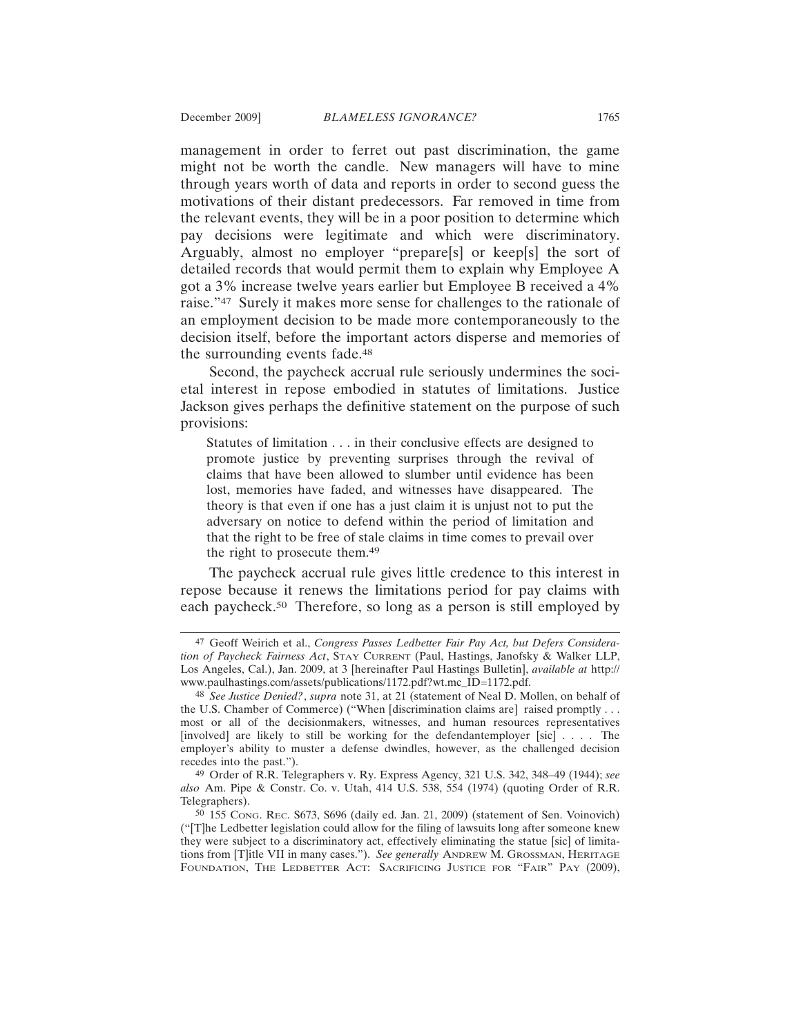management in order to ferret out past discrimination, the game might not be worth the candle. New managers will have to mine through years worth of data and reports in order to second guess the motivations of their distant predecessors. Far removed in time from the relevant events, they will be in a poor position to determine which pay decisions were legitimate and which were discriminatory. Arguably, almost no employer "prepare[s] or keep[s] the sort of detailed records that would permit them to explain why Employee A got a 3% increase twelve years earlier but Employee B received a 4% raise."[47] Surely it makes more sense for challenges to the rationale of an employment decision to be made more contemporaneously to the decision itself, before the important actors disperse and memories of the surrounding events fade.[48]

Second, the paycheck accrual rule seriously undermines the societal interest in repose embodied in statutes of limitations. Justice Jackson gives perhaps the definitive statement on the purpose of such provisions:

> Statutes of limitation . . . in their conclusive effects are designed to promote justice by preventing surprises through the revival of claims that have been allowed to slumber until evidence has been lost, memories have faded, and witnesses have disappeared. The theory is that even if one has a just claim it is unjust not to put the adversary on notice to defend within the period of limitation and that the right to be free of stale claims in time comes to prevail over the right to prosecute them.[49]

The paycheck accrual rule gives little credence to this interest in repose because it renews the limitations period for pay claims with each paycheck.[50] Therefore, so long as a person is still employed by

---

[47] Geoff Weirich et al., *Congress Passes Ledbetter Fair Pay Act, but Defers Consideration of Paycheck Fairness Act*, STAY CURRENT (Paul, Hastings, Janofsky & Walker LLP, Los Angeles, Cal.), Jan. 2009, at 3 [hereinafter Paul Hastings Bulletin], *available at* http://www.paulhastings.com/assets/publications/1172.pdf?wt.mc_ID=1172.pdf.

[48] *See Justice Denied?*, *supra* note 31, at 21 (statement of Neal D. Mollen, on behalf of the U.S. Chamber of Commerce) ("When [discrimination claims are] raised promptly . . . most or all of the decisionmakers, witnesses, and human resources representatives [involved] are likely to still be working for the defendantemployer [sic] . . . . The employer's ability to muster a defense dwindles, however, as the challenged decision recedes into the past.").

[49] Order of R.R. Telegraphers v. Ry. Express Agency, 321 U.S. 342, 348–49 (1944); *see also* Am. Pipe & Constr. Co. v. Utah, 414 U.S. 538, 554 (1974) (quoting Order of R.R. Telegraphers).

[50] 155 CONG. REC. S673, S696 (daily ed. Jan. 21, 2009) (statement of Sen. Voinovich) ("[T]he Ledbetter legislation could allow for the filing of lawsuits long after someone knew they were subject to a discriminatory act, effectively eliminating the statue [sic] of limitations from [T]itle VII in many cases."). *See generally* ANDREW M. GROSSMAN, HERITAGE FOUNDATION, THE LEDBETTER ACT: SACRIFICING JUSTICE FOR "FAIR" PAY (2009),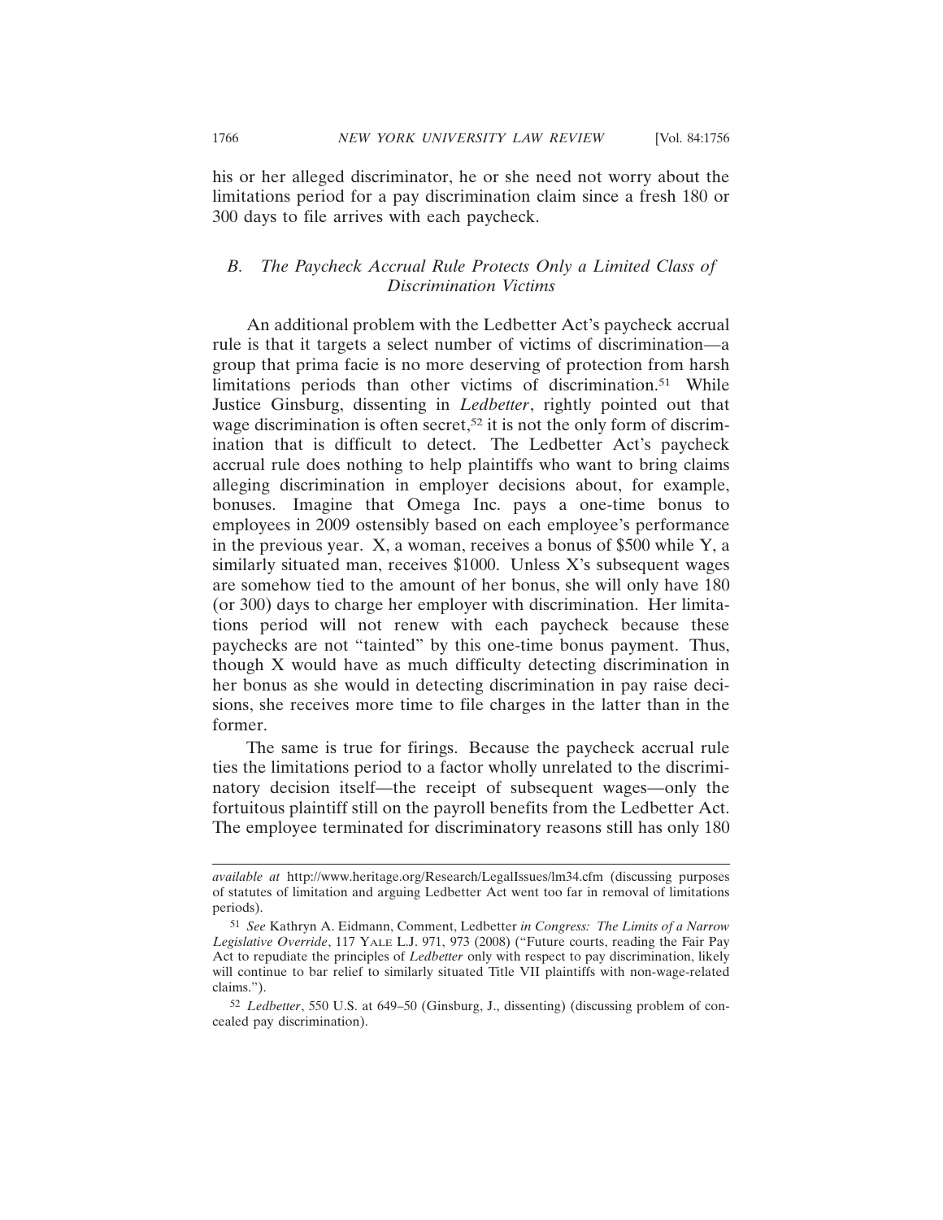his or her alleged discriminator, he or she need not worry about the limitations period for a pay discrimination claim since a fresh 180 or 300 days to file arrives with each paycheck.

### *B. The Paycheck Accrual Rule Protects Only a Limited Class of Discrimination Victims*

An additional problem with the Ledbetter Act's paycheck accrual rule is that it targets a select number of victims of discrimination—a group that prima facie is no more deserving of protection from harsh limitations periods than other victims of discrimination.[51] While Justice Ginsburg, dissenting in *Ledbetter*, rightly pointed out that wage discrimination is often secret,[52] it is not the only form of discrimination that is difficult to detect. The Ledbetter Act's paycheck accrual rule does nothing to help plaintiffs who want to bring claims alleging discrimination in employer decisions about, for example, bonuses. Imagine that Omega Inc. pays a one-time bonus to employees in 2009 ostensibly based on each employee's performance in the previous year. X, a woman, receives a bonus of $500 while Y, a similarly situated man, receives $1000. Unless X's subsequent wages are somehow tied to the amount of her bonus, she will only have 180 (or 300) days to charge her employer with discrimination. Her limitations period will not renew with each paycheck because these paychecks are not "tainted" by this one-time bonus payment. Thus, though X would have as much difficulty detecting discrimination in her bonus as she would in detecting discrimination in pay raise decisions, she receives more time to file charges in the latter than in the former.

The same is true for firings. Because the paycheck accrual rule ties the limitations period to a factor wholly unrelated to the discriminatory decision itself—the receipt of subsequent wages—only the fortuitous plaintiff still on the payroll benefits from the Ledbetter Act. The employee terminated for discriminatory reasons still has only 180

---

*available at* http://www.heritage.org/Research/LegalIssues/lm34.cfm (discussing purposes of statutes of limitation and arguing Ledbetter Act went too far in removal of limitations periods).

[51] *See* Kathryn A. Eidmann, Comment, Ledbetter *in Congress: The Limits of a Narrow Legislative Override*, 117 YALE L.J. 971, 973 (2008) ("Future courts, reading the Fair Pay Act to repudiate the principles of *Ledbetter* only with respect to pay discrimination, likely will continue to bar relief to similarly situated Title VII plaintiffs with non-wage-related claims.").

[52] *Ledbetter*, 550 U.S. at 649–50 (Ginsburg, J., dissenting) (discussing problem of concealed pay discrimination).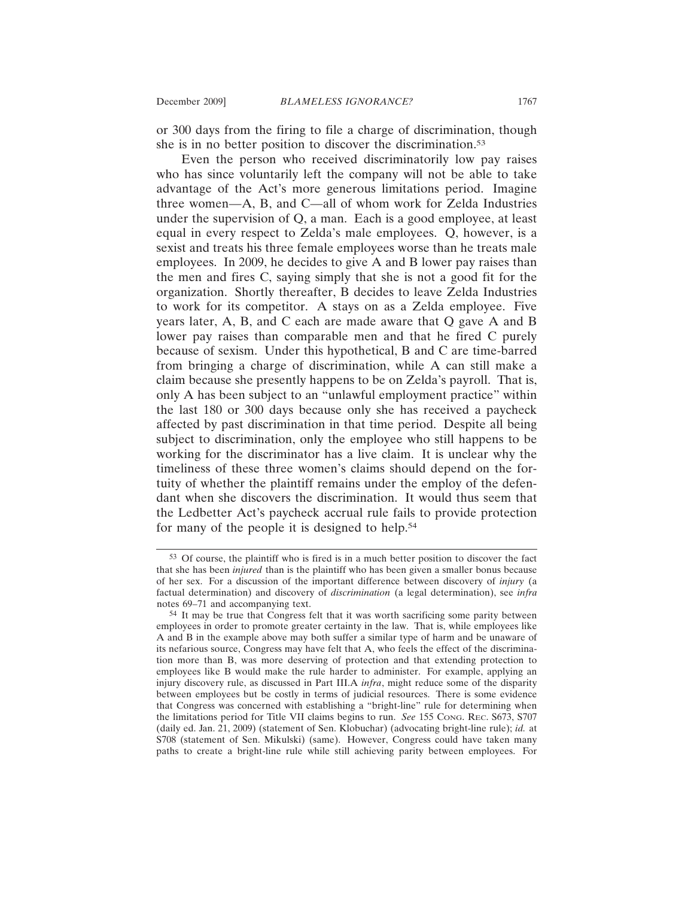or 300 days from the firing to file a charge of discrimination, though she is in no better position to discover the discrimination.[53]

Even the person who received discriminatorily low pay raises who has since voluntarily left the company will not be able to take advantage of the Act's more generous limitations period. Imagine three women—A, B, and C—all of whom work for Zelda Industries under the supervision of Q, a man. Each is a good employee, at least equal in every respect to Zelda's male employees. Q, however, is a sexist and treats his three female employees worse than he treats male employees. In 2009, he decides to give A and B lower pay raises than the men and fires C, saying simply that she is not a good fit for the organization. Shortly thereafter, B decides to leave Zelda Industries to work for its competitor. A stays on as a Zelda employee. Five years later, A, B, and C each are made aware that Q gave A and B lower pay raises than comparable men and that he fired C purely because of sexism. Under this hypothetical, B and C are time-barred from bringing a charge of discrimination, while A can still make a claim because she presently happens to be on Zelda's payroll. That is, only A has been subject to an "unlawful employment practice" within the last 180 or 300 days because only she has received a paycheck affected by past discrimination in that time period. Despite all being subject to discrimination, only the employee who still happens to be working for the discriminator has a live claim. It is unclear why the timeliness of these three women's claims should depend on the fortuity of whether the plaintiff remains under the employ of the defendant when she discovers the discrimination. It would thus seem that the Ledbetter Act's paycheck accrual rule fails to provide protection for many of the people it is designed to help.[54]

---

[53] Of course, the plaintiff who is fired is in a much better position to discover the fact that she has been *injured* than is the plaintiff who has been given a smaller bonus because of her sex. For a discussion of the important difference between discovery of *injury* (a factual determination) and discovery of *discrimination* (a legal determination), see *infra* notes 69–71 and accompanying text.

[54] It may be true that Congress felt that it was worth sacrificing some parity between employees in order to promote greater certainty in the law. That is, while employees like A and B in the example above may both suffer a similar type of harm and be unaware of its nefarious source, Congress may have felt that A, who feels the effect of the discrimination more than B, was more deserving of protection and that extending protection to employees like B would make the rule harder to administer. For example, applying an injury discovery rule, as discussed in Part III.A *infra*, might reduce some of the disparity between employees but be costly in terms of judicial resources. There is some evidence that Congress was concerned with establishing a "bright-line" rule for determining when the limitations period for Title VII claims begins to run. *See* 155 CONG. REC. S673, S707 (daily ed. Jan. 21, 2009) (statement of Sen. Klobuchar) (advocating bright-line rule); *id.* at S708 (statement of Sen. Mikulski) (same). However, Congress could have taken many paths to create a bright-line rule while still achieving parity between employees. For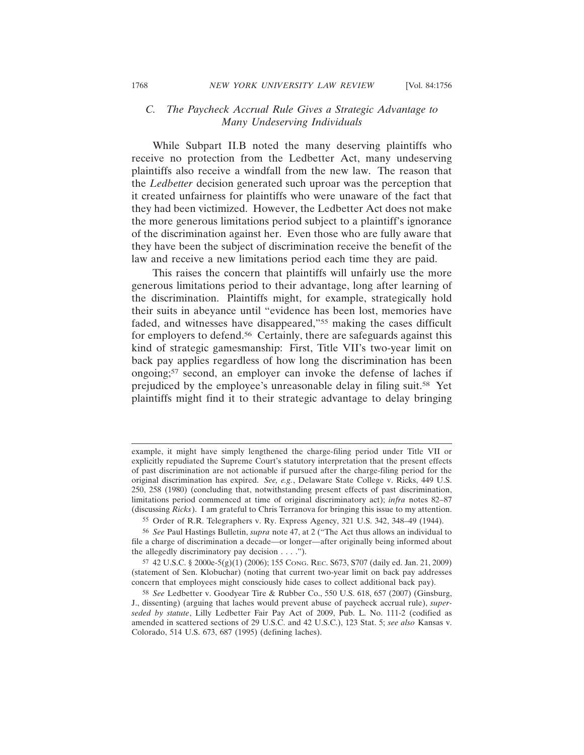### *C. The Paycheck Accrual Rule Gives a Strategic Advantage to Many Undeserving Individuals*

While Subpart II.B noted the many deserving plaintiffs who receive no protection from the Ledbetter Act, many undeserving plaintiffs also receive a windfall from the new law. The reason that the *Ledbetter* decision generated such uproar was the perception that it created unfairness for plaintiffs who were unaware of the fact that they had been victimized. However, the Ledbetter Act does not make the more generous limitations period subject to a plaintiff's ignorance of the discrimination against her. Even those who are fully aware that they have been the subject of discrimination receive the benefit of the law and receive a new limitations period each time they are paid.

This raises the concern that plaintiffs will unfairly use the more generous limitations period to their advantage, long after learning of the discrimination. Plaintiffs might, for example, strategically hold their suits in abeyance until "evidence has been lost, memories have faded, and witnesses have disappeared,"[55] making the cases difficult for employers to defend.[56] Certainly, there are safeguards against this kind of strategic gamesmanship: First, Title VII's two-year limit on back pay applies regardless of how long the discrimination has been ongoing;[57] second, an employer can invoke the defense of laches if prejudiced by the employee's unreasonable delay in filing suit.[58] Yet plaintiffs might find it to their strategic advantage to delay bringing

---

example, it might have simply lengthened the charge-filing period under Title VII or explicitly repudiated the Supreme Court's statutory interpretation that the present effects of past discrimination are not actionable if pursued after the charge-filing period for the original discrimination has expired. *See, e.g.*, Delaware State College v. Ricks, 449 U.S. 250, 258 (1980) (concluding that, notwithstanding present effects of past discrimination, limitations period commenced at time of original discriminatory act); *infra* notes 82–87 (discussing *Ricks*). I am grateful to Chris Terranova for bringing this issue to my attention.

55 Order of R.R. Telegraphers v. Ry. Express Agency, 321 U.S. 342, 348–49 (1944).

56 *See* Paul Hastings Bulletin, *supra* note 47, at 2 ("The Act thus allows an individual to file a charge of discrimination a decade—or longer—after originally being informed about the allegedly discriminatory pay decision . . . .").

57 42 U.S.C. § 2000e-5(g)(1) (2006); 155 Cong. Rec. S673, S707 (daily ed. Jan. 21, 2009) (statement of Sen. Klobuchar) (noting that current two-year limit on back pay addresses concern that employees might consciously hide cases to collect additional back pay).

58 *See* Ledbetter v. Goodyear Tire & Rubber Co., 550 U.S. 618, 657 (2007) (Ginsburg, J., dissenting) (arguing that laches would prevent abuse of paycheck accrual rule), *superseded by statute*, Lilly Ledbetter Fair Pay Act of 2009, Pub. L. No. 111-2 (codified as amended in scattered sections of 29 U.S.C. and 42 U.S.C.), 123 Stat. 5; *see also* Kansas v. Colorado, 514 U.S. 673, 687 (1995) (defining laches).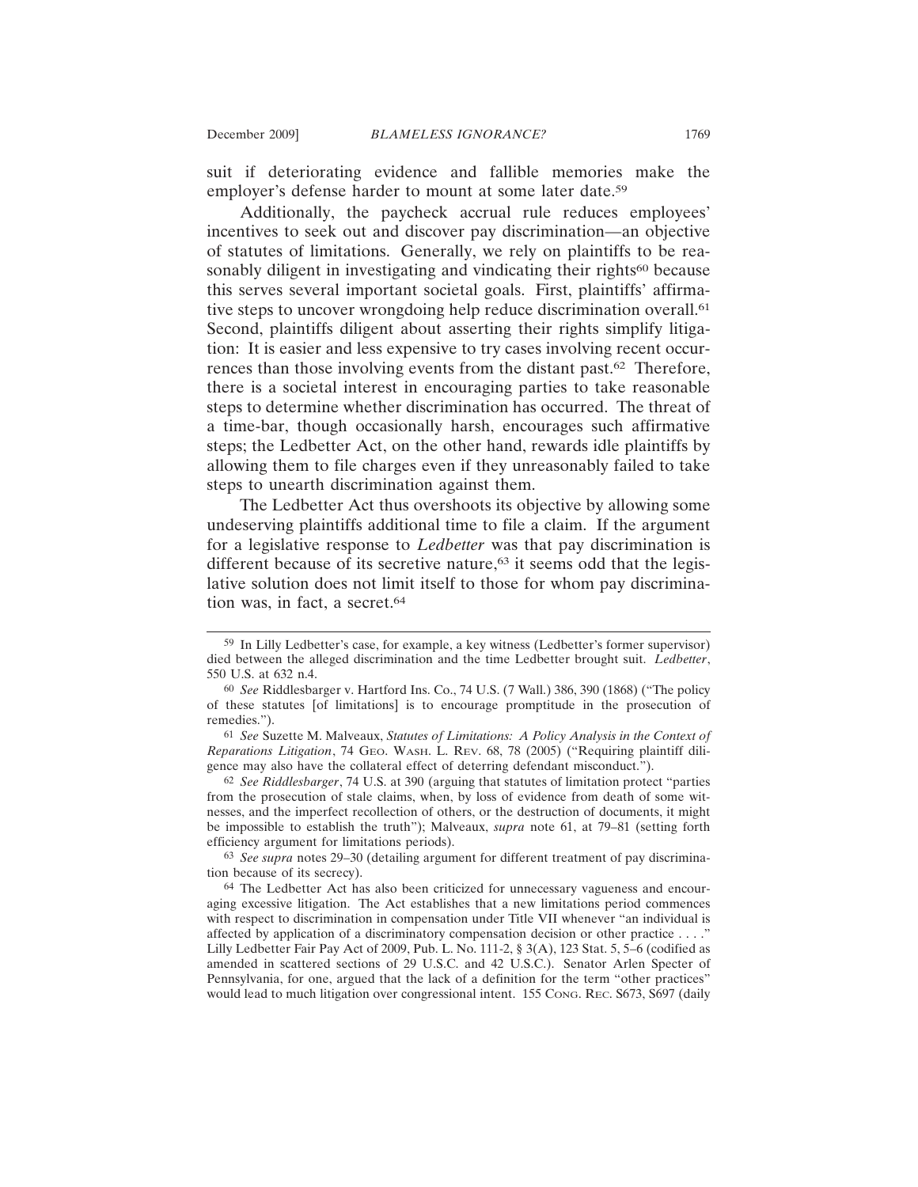suit if deteriorating evidence and fallible memories make the employer's defense harder to mount at some later date.[59]

Additionally, the paycheck accrual rule reduces employees' incentives to seek out and discover pay discrimination—an objective of statutes of limitations. Generally, we rely on plaintiffs to be reasonably diligent in investigating and vindicating their rights[60] because this serves several important societal goals. First, plaintiffs' affirmative steps to uncover wrongdoing help reduce discrimination overall.[61] Second, plaintiffs diligent about asserting their rights simplify litigation: It is easier and less expensive to try cases involving recent occurrences than those involving events from the distant past.[62] Therefore, there is a societal interest in encouraging parties to take reasonable steps to determine whether discrimination has occurred. The threat of a time-bar, though occasionally harsh, encourages such affirmative steps; the Ledbetter Act, on the other hand, rewards idle plaintiffs by allowing them to file charges even if they unreasonably failed to take steps to unearth discrimination against them.

The Ledbetter Act thus overshoots its objective by allowing some undeserving plaintiffs additional time to file a claim. If the argument for a legislative response to *Ledbetter* was that pay discrimination is different because of its secretive nature,[63] it seems odd that the legislative solution does not limit itself to those for whom pay discrimination was, in fact, a secret.[64]

---

[59] In Lilly Ledbetter's case, for example, a key witness (Ledbetter's former supervisor) died between the alleged discrimination and the time Ledbetter brought suit. *Ledbetter*, 550 U.S. at 632 n.4.

[60] *See* Riddlesbarger v. Hartford Ins. Co., 74 U.S. (7 Wall.) 386, 390 (1868) ("The policy of these statutes [of limitations] is to encourage promptitude in the prosecution of remedies.").

[61] *See* Suzette M. Malveaux, *Statutes of Limitations: A Policy Analysis in the Context of Reparations Litigation*, 74 GEO. WASH. L. REV. 68, 78 (2005) ("Requiring plaintiff diligence may also have the collateral effect of deterring defendant misconduct.").

[62] *See Riddlesbarger*, 74 U.S. at 390 (arguing that statutes of limitation protect "parties from the prosecution of stale claims, when, by loss of evidence from death of some witnesses, and the imperfect recollection of others, or the destruction of documents, it might be impossible to establish the truth"); Malveaux, *supra* note 61, at 79–81 (setting forth efficiency argument for limitations periods).

[63] *See supra* notes 29–30 (detailing argument for different treatment of pay discrimination because of its secrecy).

[64] The Ledbetter Act has also been criticized for unnecessary vagueness and encouraging excessive litigation. The Act establishes that a new limitations period commences with respect to discrimination in compensation under Title VII whenever "an individual is affected by application of a discriminatory compensation decision or other practice . . . ." Lilly Ledbetter Fair Pay Act of 2009, Pub. L. No. 111-2, § 3(A), 123 Stat. 5, 5–6 (codified as amended in scattered sections of 29 U.S.C. and 42 U.S.C.). Senator Arlen Specter of Pennsylvania, for one, argued that the lack of a definition for the term "other practices" would lead to much litigation over congressional intent. 155 CONG. REC. S673, S697 (daily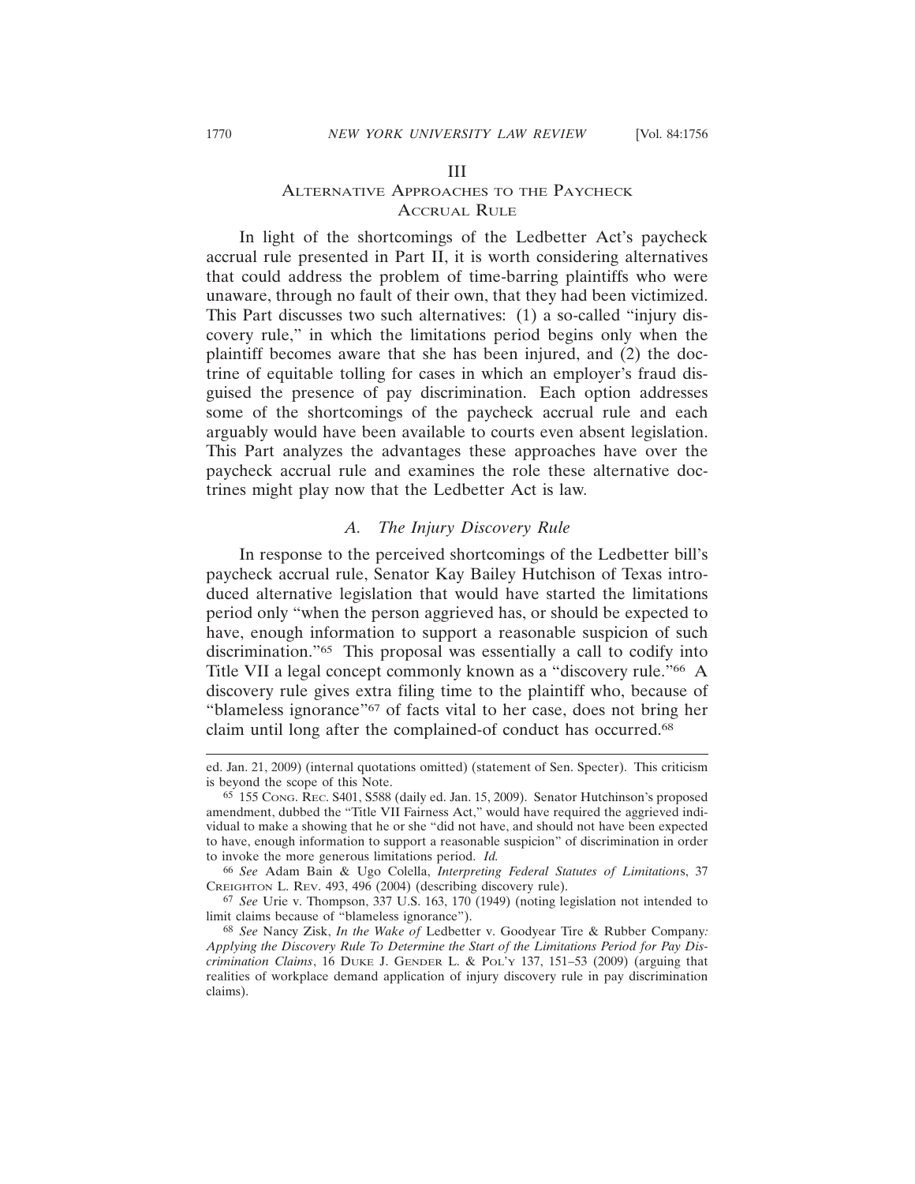# III
# Alternative Approaches to the Paycheck Accrual Rule

In light of the shortcomings of the Ledbetter Act's paycheck accrual rule presented in Part II, it is worth considering alternatives that could address the problem of time-barring plaintiffs who were unaware, through no fault of their own, that they had been victimized. This Part discusses two such alternatives: (1) a so-called "injury discovery rule," in which the limitations period begins only when the plaintiff becomes aware that she has been injured, and (2) the doctrine of equitable tolling for cases in which an employer's fraud disguised the presence of pay discrimination. Each option addresses some of the shortcomings of the paycheck accrual rule and each arguably would have been available to courts even absent legislation. This Part analyzes the advantages these approaches have over the paycheck accrual rule and examines the role these alternative doctrines might play now that the Ledbetter Act is law.

## *A. The Injury Discovery Rule*

In response to the perceived shortcomings of the Ledbetter bill's paycheck accrual rule, Senator Kay Bailey Hutchison of Texas introduced alternative legislation that would have started the limitations period only "when the person aggrieved has, or should be expected to have, enough information to support a reasonable suspicion of such discrimination."[65] This proposal was essentially a call to codify into Title VII a legal concept commonly known as a "discovery rule."[66] A discovery rule gives extra filing time to the plaintiff who, because of "blameless ignorance"[67] of facts vital to her case, does not bring her claim until long after the complained-of conduct has occurred.[68]

---

ed. Jan. 21, 2009) (internal quotations omitted) (statement of Sen. Specter). This criticism is beyond the scope of this Note.

[65] 155 Cong. Rec. S401, S588 (daily ed. Jan. 15, 2009). Senator Hutchinson's proposed amendment, dubbed the "Title VII Fairness Act," would have required the aggrieved individual to make a showing that he or she "did not have, and should not have been expected to have, enough information to support a reasonable suspicion" of discrimination in order to invoke the more generous limitations period. *Id.*

[66] *See* Adam Bain & Ugo Colella, *Interpreting Federal Statutes of Limitations*, 37 Creighton L. Rev. 493, 496 (2004) (describing discovery rule).

[67] *See* Urie v. Thompson, 337 U.S. 163, 170 (1949) (noting legislation not intended to limit claims because of "blameless ignorance").

[68] *See* Nancy Zisk, *In the Wake of* Ledbetter v. Goodyear Tire & Rubber Company*: Applying the Discovery Rule To Determine the Start of the Limitations Period for Pay Discrimination Claims*, 16 Duke J. Gender L. & Pol'y 137, 151–53 (2009) (arguing that realities of workplace demand application of injury discovery rule in pay discrimination claims).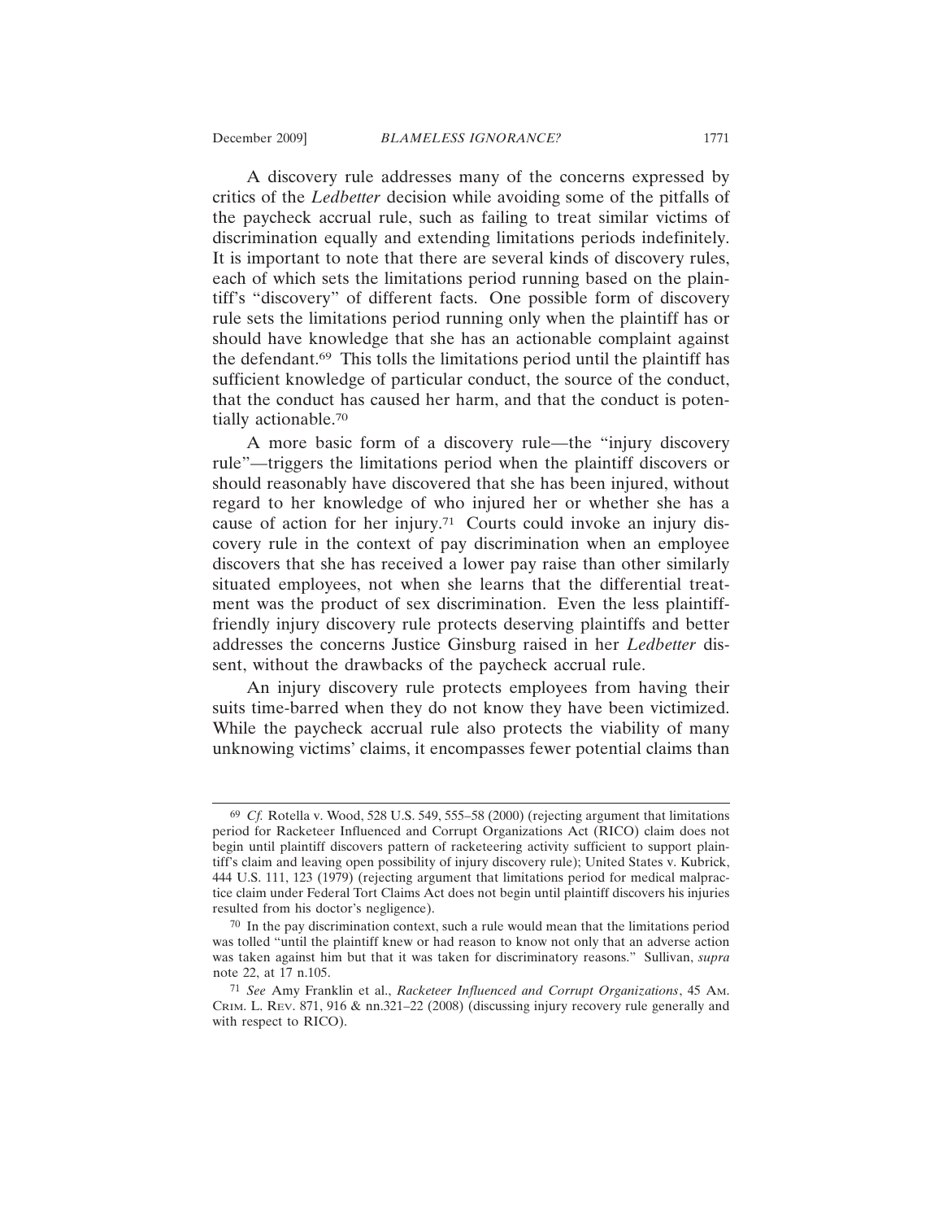A discovery rule addresses many of the concerns expressed by critics of the *Ledbetter* decision while avoiding some of the pitfalls of the paycheck accrual rule, such as failing to treat similar victims of discrimination equally and extending limitations periods indefinitely. It is important to note that there are several kinds of discovery rules, each of which sets the limitations period running based on the plaintiff's "discovery" of different facts. One possible form of discovery rule sets the limitations period running only when the plaintiff has or should have knowledge that she has an actionable complaint against the defendant.[69] This tolls the limitations period until the plaintiff has sufficient knowledge of particular conduct, the source of the conduct, that the conduct has caused her harm, and that the conduct is potentially actionable.[70]

A more basic form of a discovery rule—the "injury discovery rule"—triggers the limitations period when the plaintiff discovers or should reasonably have discovered that she has been injured, without regard to her knowledge of who injured her or whether she has a cause of action for her injury.[71] Courts could invoke an injury discovery rule in the context of pay discrimination when an employee discovers that she has received a lower pay raise than other similarly situated employees, not when she learns that the differential treatment was the product of sex discrimination. Even the less plaintiff-friendly injury discovery rule protects deserving plaintiffs and better addresses the concerns Justice Ginsburg raised in her *Ledbetter* dissent, without the drawbacks of the paycheck accrual rule.

An injury discovery rule protects employees from having their suits time-barred when they do not know they have been victimized. While the paycheck accrual rule also protects the viability of many unknowing victims' claims, it encompasses fewer potential claims than

---

[69] *Cf.* Rotella v. Wood, 528 U.S. 549, 555–58 (2000) (rejecting argument that limitations period for Racketeer Influenced and Corrupt Organizations Act (RICO) claim does not begin until plaintiff discovers pattern of racketeering activity sufficient to support plaintiff's claim and leaving open possibility of injury discovery rule); United States v. Kubrick, 444 U.S. 111, 123 (1979) (rejecting argument that limitations period for medical malpractice claim under Federal Tort Claims Act does not begin until plaintiff discovers his injuries resulted from his doctor's negligence).

[70] In the pay discrimination context, such a rule would mean that the limitations period was tolled "until the plaintiff knew or had reason to know not only that an adverse action was taken against him but that it was taken for discriminatory reasons." Sullivan, *supra* note 22, at 17 n.105.

[71] *See* Amy Franklin et al., *Racketeer Influenced and Corrupt Organizations*, 45 AM. CRIM. L. REV. 871, 916 & nn.321–22 (2008) (discussing injury recovery rule generally and with respect to RICO).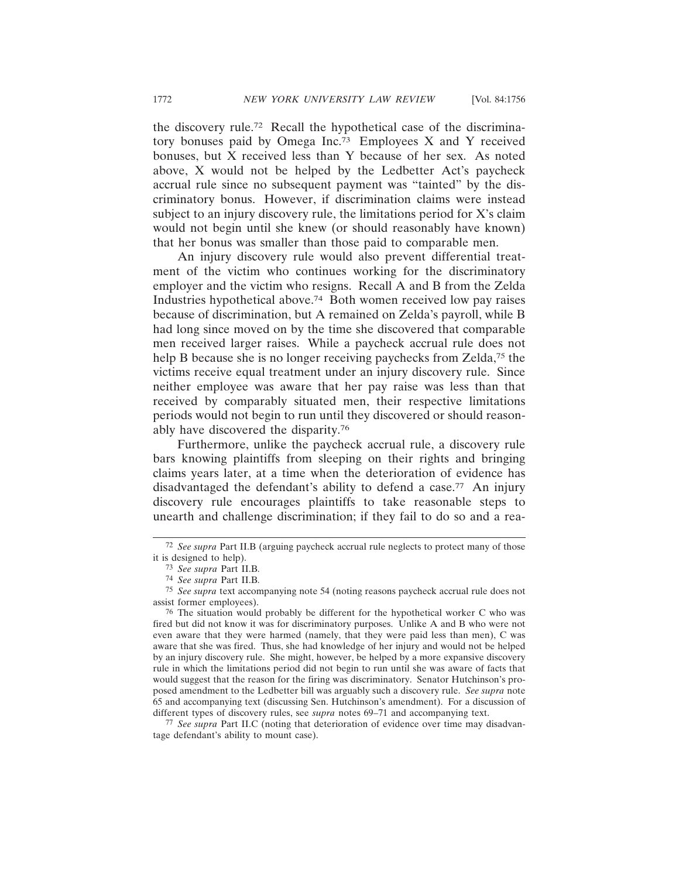the discovery rule.[72] Recall the hypothetical case of the discriminatory bonuses paid by Omega Inc.[73] Employees X and Y received bonuses, but X received less than Y because of her sex. As noted above, X would not be helped by the Ledbetter Act's paycheck accrual rule since no subsequent payment was "tainted" by the discriminatory bonus. However, if discrimination claims were instead subject to an injury discovery rule, the limitations period for X's claim would not begin until she knew (or should reasonably have known) that her bonus was smaller than those paid to comparable men.

An injury discovery rule would also prevent differential treatment of the victim who continues working for the discriminatory employer and the victim who resigns. Recall A and B from the Zelda Industries hypothetical above.[74] Both women received low pay raises because of discrimination, but A remained on Zelda's payroll, while B had long since moved on by the time she discovered that comparable men received larger raises. While a paycheck accrual rule does not help B because she is no longer receiving paychecks from Zelda,[75] the victims receive equal treatment under an injury discovery rule. Since neither employee was aware that her pay raise was less than that received by comparably situated men, their respective limitations periods would not begin to run until they discovered or should reasonably have discovered the disparity.[76]

Furthermore, unlike the paycheck accrual rule, a discovery rule bars knowing plaintiffs from sleeping on their rights and bringing claims years later, at a time when the deterioration of evidence has disadvantaged the defendant's ability to defend a case.[77] An injury discovery rule encourages plaintiffs to take reasonable steps to unearth and challenge discrimination; if they fail to do so and a rea-

---

[72] *See supra* Part II.B (arguing paycheck accrual rule neglects to protect many of those it is designed to help).

[73] *See supra* Part II.B.

[74] *See supra* Part II.B.

[75] *See supra* text accompanying note 54 (noting reasons paycheck accrual rule does not assist former employees).

[76] The situation would probably be different for the hypothetical worker C who was fired but did not know it was for discriminatory purposes. Unlike A and B who were not even aware that they were harmed (namely, that they were paid less than men), C was aware that she was fired. Thus, she had knowledge of her injury and would not be helped by an injury discovery rule. She might, however, be helped by a more expansive discovery rule in which the limitations period did not begin to run until she was aware of facts that would suggest that the reason for the firing was discriminatory. Senator Hutchinson's proposed amendment to the Ledbetter bill was arguably such a discovery rule. *See supra* note 65 and accompanying text (discussing Sen. Hutchinson's amendment). For a discussion of different types of discovery rules, see *supra* notes 69–71 and accompanying text.

[77] *See supra* Part II.C (noting that deterioration of evidence over time may disadvantage defendant's ability to mount case).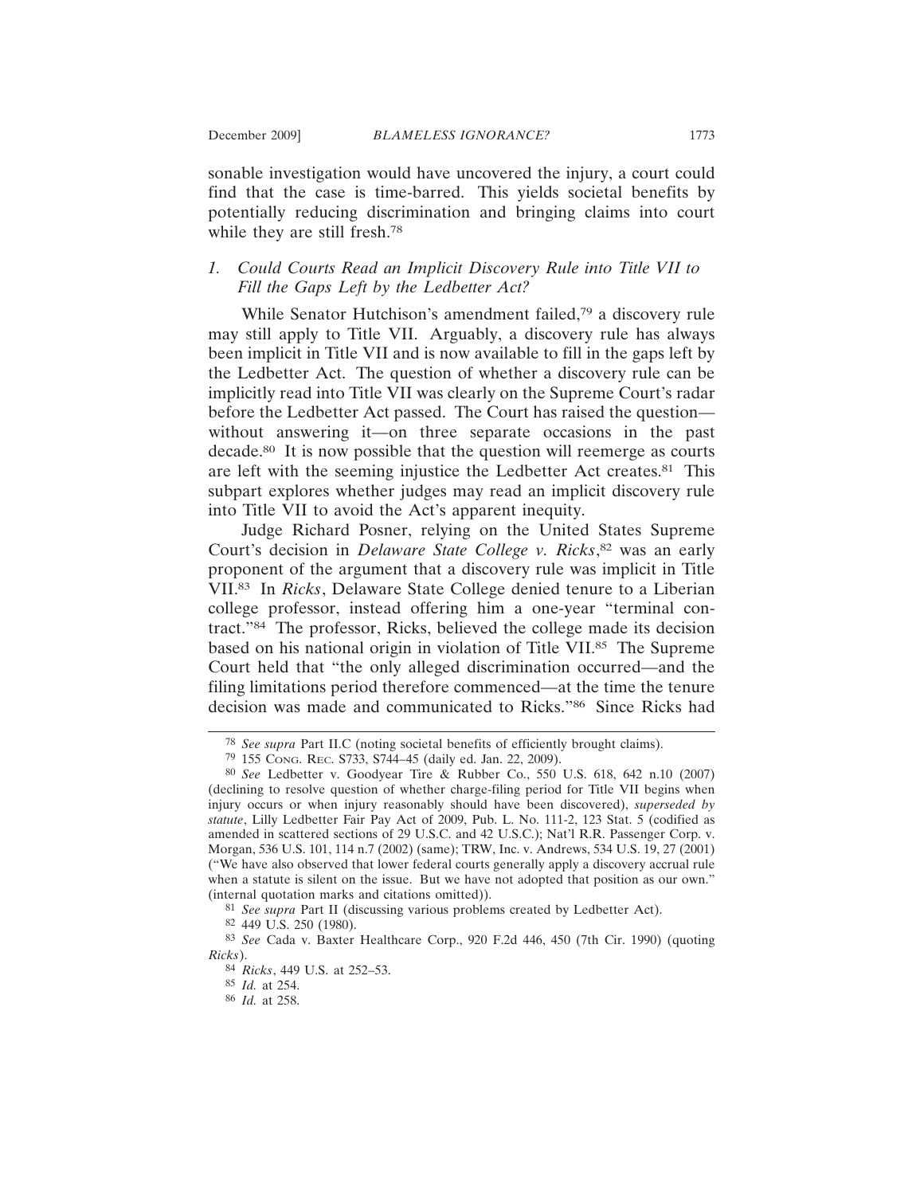sonable investigation would have uncovered the injury, a court could find that the case is time-barred. This yields societal benefits by potentially reducing discrimination and bringing claims into court while they are still fresh.[78]

### 1. *Could Courts Read an Implicit Discovery Rule into Title VII to Fill the Gaps Left by the Ledbetter Act?*

While Senator Hutchison's amendment failed,[79] a discovery rule may still apply to Title VII. Arguably, a discovery rule has always been implicit in Title VII and is now available to fill in the gaps left by the Ledbetter Act. The question of whether a discovery rule can be implicitly read into Title VII was clearly on the Supreme Court's radar before the Ledbetter Act passed. The Court has raised the question—without answering it—on three separate occasions in the past decade.[80] It is now possible that the question will reemerge as courts are left with the seeming injustice the Ledbetter Act creates.[81] This subpart explores whether judges may read an implicit discovery rule into Title VII to avoid the Act's apparent inequity.

Judge Richard Posner, relying on the United States Supreme Court's decision in *Delaware State College v. Ricks*,[82] was an early proponent of the argument that a discovery rule was implicit in Title VII.[83] In *Ricks*, Delaware State College denied tenure to a Liberian college professor, instead offering him a one-year "terminal contract."[84] The professor, Ricks, believed the college made its decision based on his national origin in violation of Title VII.[85] The Supreme Court held that "the only alleged discrimination occurred—and the filing limitations period therefore commenced—at the time the tenure decision was made and communicated to Ricks."[86] Since Ricks had

---

[78] *See supra* Part II.C (noting societal benefits of efficiently brought claims).

[79] 155 Cong. Rec. S733, S744–45 (daily ed. Jan. 22, 2009).

[80] *See* Ledbetter v. Goodyear Tire & Rubber Co., 550 U.S. 618, 642 n.10 (2007) (declining to resolve question of whether charge-filing period for Title VII begins when injury occurs or when injury reasonably should have been discovered), *superseded by statute*, Lilly Ledbetter Fair Pay Act of 2009, Pub. L. No. 111-2, 123 Stat. 5 (codified as amended in scattered sections of 29 U.S.C. and 42 U.S.C.); Nat'l R.R. Passenger Corp. v. Morgan, 536 U.S. 101, 114 n.7 (2002) (same); TRW, Inc. v. Andrews, 534 U.S. 19, 27 (2001) ("We have also observed that lower federal courts generally apply a discovery accrual rule when a statute is silent on the issue. But we have not adopted that position as our own." (internal quotation marks and citations omitted)).

[81] *See supra* Part II (discussing various problems created by Ledbetter Act).

[82] 449 U.S. 250 (1980).

[83] *See* Cada v. Baxter Healthcare Corp., 920 F.2d 446, 450 (7th Cir. 1990) (quoting *Ricks*).

[84] *Ricks*, 449 U.S. at 252–53.

[85] *Id.* at 254.

[86] *Id.* at 258.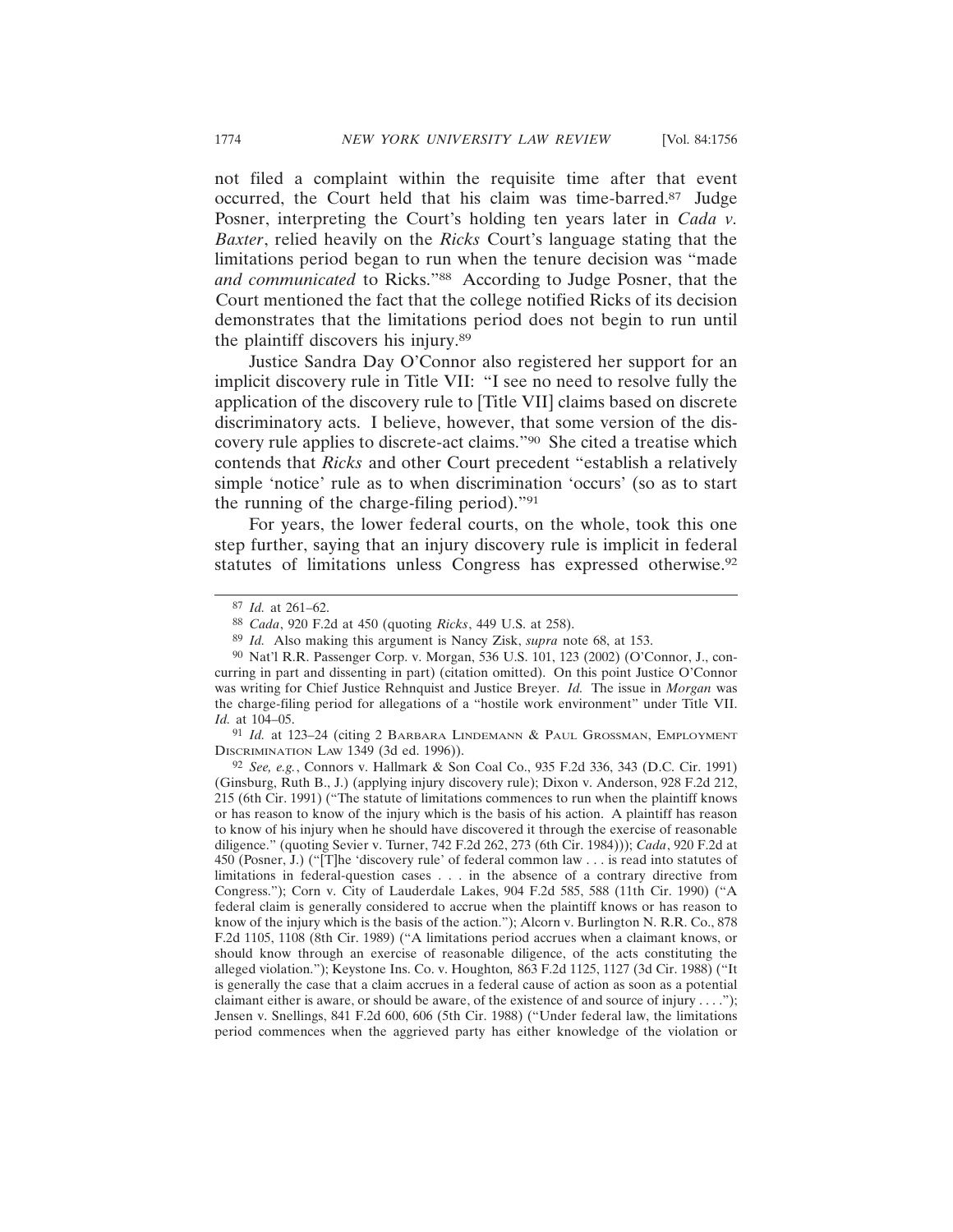not filed a complaint within the requisite time after that event occurred, the Court held that his claim was time-barred.[87] Judge Posner, interpreting the Court's holding ten years later in *Cada v. Baxter*, relied heavily on the *Ricks* Court's language stating that the limitations period began to run when the tenure decision was "made *and communicated* to Ricks."[88] According to Judge Posner, that the Court mentioned the fact that the college notified Ricks of its decision demonstrates that the limitations period does not begin to run until the plaintiff discovers his injury.[89]

Justice Sandra Day O'Connor also registered her support for an implicit discovery rule in Title VII: "I see no need to resolve fully the application of the discovery rule to [Title VII] claims based on discrete discriminatory acts. I believe, however, that some version of the discovery rule applies to discrete-act claims."[90] She cited a treatise which contends that *Ricks* and other Court precedent "establish a relatively simple 'notice' rule as to when discrimination 'occurs' (so as to start the running of the charge-filing period)."[91]

For years, the lower federal courts, on the whole, took this one step further, saying that an injury discovery rule is implicit in federal statutes of limitations unless Congress has expressed otherwise.[92]

---

[87] *Id.* at 261–62.

[88] *Cada*, 920 F.2d at 450 (quoting *Ricks*, 449 U.S. at 258).

[89] *Id.* Also making this argument is Nancy Zisk, *supra* note 68, at 153.

[90] Nat'l R.R. Passenger Corp. v. Morgan, 536 U.S. 101, 123 (2002) (O'Connor, J., concurring in part and dissenting in part) (citation omitted). On this point Justice O'Connor was writing for Chief Justice Rehnquist and Justice Breyer. *Id.* The issue in *Morgan* was the charge-filing period for allegations of a "hostile work environment" under Title VII. *Id.* at 104–05.

[91] *Id.* at 123–24 (citing 2 Barbara Lindemann & Paul Grossman, Employment Discrimination Law 1349 (3d ed. 1996)).

[92] *See, e.g.*, Connors v. Hallmark & Son Coal Co., 935 F.2d 336, 343 (D.C. Cir. 1991) (Ginsburg, Ruth B., J.) (applying injury discovery rule); Dixon v. Anderson, 928 F.2d 212, 215 (6th Cir. 1991) ("The statute of limitations commences to run when the plaintiff knows or has reason to know of the injury which is the basis of his action. A plaintiff has reason to know of his injury when he should have discovered it through the exercise of reasonable diligence." (quoting Sevier v. Turner, 742 F.2d 262, 273 (6th Cir. 1984))); *Cada*, 920 F.2d at 450 (Posner, J.) ("[T]he 'discovery rule' of federal common law . . . is read into statutes of limitations in federal-question cases . . . in the absence of a contrary directive from Congress."); Corn v. City of Lauderdale Lakes, 904 F.2d 585, 588 (11th Cir. 1990) ("A federal claim is generally considered to accrue when the plaintiff knows or has reason to know of the injury which is the basis of the action."); Alcorn v. Burlington N. R.R. Co., 878 F.2d 1105, 1108 (8th Cir. 1989) ("A limitations period accrues when a claimant knows, or should know through an exercise of reasonable diligence, of the acts constituting the alleged violation."); Keystone Ins. Co. v. Houghton*,* 863 F.2d 1125, 1127 (3d Cir. 1988) ("It is generally the case that a claim accrues in a federal cause of action as soon as a potential claimant either is aware, or should be aware, of the existence of and source of injury . . . ."); Jensen v. Snellings, 841 F.2d 600, 606 (5th Cir. 1988) ("Under federal law, the limitations period commences when the aggrieved party has either knowledge of the violation or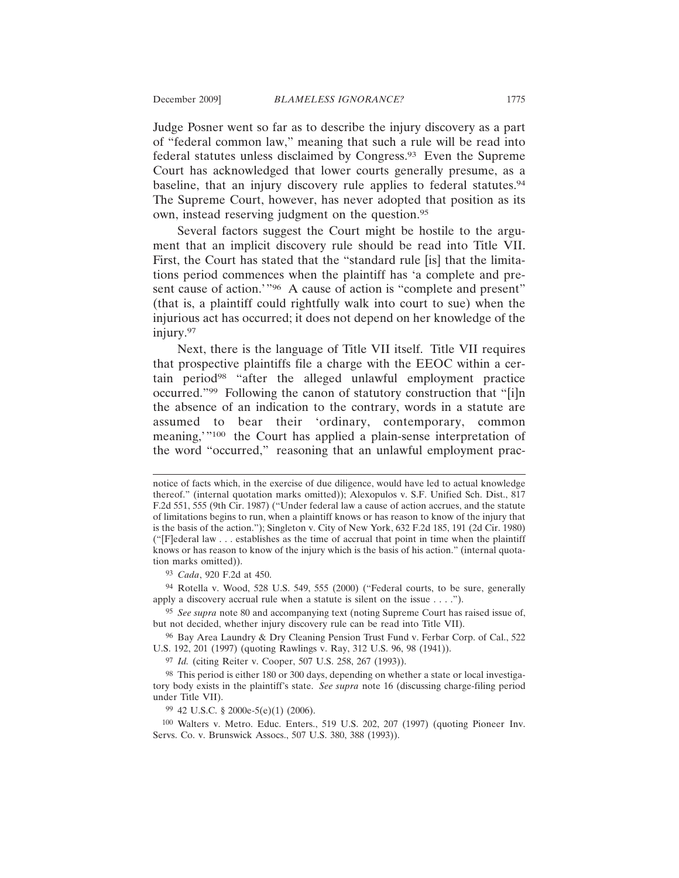Judge Posner went so far as to describe the injury discovery as a part of "federal common law," meaning that such a rule will be read into federal statutes unless disclaimed by Congress.[93] Even the Supreme Court has acknowledged that lower courts generally presume, as a baseline, that an injury discovery rule applies to federal statutes.[94] The Supreme Court, however, has never adopted that position as its own, instead reserving judgment on the question.[95]

Several factors suggest the Court might be hostile to the argument that an implicit discovery rule should be read into Title VII. First, the Court has stated that the "standard rule [is] that the limitations period commences when the plaintiff has 'a complete and present cause of action.'"[96] A cause of action is "complete and present" (that is, a plaintiff could rightfully walk into court to sue) when the injurious act has occurred; it does not depend on her knowledge of the injury.[97]

Next, there is the language of Title VII itself. Title VII requires that prospective plaintiffs file a charge with the EEOC within a certain period[98] "after the alleged unlawful employment practice occurred."[99] Following the canon of statutory construction that "[i]n the absence of an indication to the contrary, words in a statute are assumed to bear their 'ordinary, contemporary, common meaning,'"[100] the Court has applied a plain-sense interpretation of the word "occurred," reasoning that an unlawful employment prac-

---

notice of facts which, in the exercise of due diligence, would have led to actual knowledge thereof." (internal quotation marks omitted)); Alexopulos v. S.F. Unified Sch. Dist., 817 F.2d 551, 555 (9th Cir. 1987) ("Under federal law a cause of action accrues, and the statute of limitations begins to run, when a plaintiff knows or has reason to know of the injury that is the basis of the action."); Singleton v. City of New York, 632 F.2d 185, 191 (2d Cir. 1980) ("[F]ederal law . . . establishes as the time of accrual that point in time when the plaintiff knows or has reason to know of the injury which is the basis of his action." (internal quotation marks omitted)).

[93] *Cada*, 920 F.2d at 450.

[94] Rotella v. Wood, 528 U.S. 549, 555 (2000) ("Federal courts, to be sure, generally apply a discovery accrual rule when a statute is silent on the issue . . . .").

[95] *See supra* note 80 and accompanying text (noting Supreme Court has raised issue of, but not decided, whether injury discovery rule can be read into Title VII).

[96] Bay Area Laundry & Dry Cleaning Pension Trust Fund v. Ferbar Corp. of Cal., 522 U.S. 192, 201 (1997) (quoting Rawlings v. Ray, 312 U.S. 96, 98 (1941)).

[97] *Id.* (citing Reiter v. Cooper, 507 U.S. 258, 267 (1993)).

[98] This period is either 180 or 300 days, depending on whether a state or local investigatory body exists in the plaintiff's state. *See supra* note 16 (discussing charge-filing period under Title VII).

[99] 42 U.S.C. § 2000e-5(e)(1) (2006).

[100] Walters v. Metro. Educ. Enters., 519 U.S. 202, 207 (1997) (quoting Pioneer Inv. Servs. Co. v. Brunswick Assocs., 507 U.S. 380, 388 (1993)).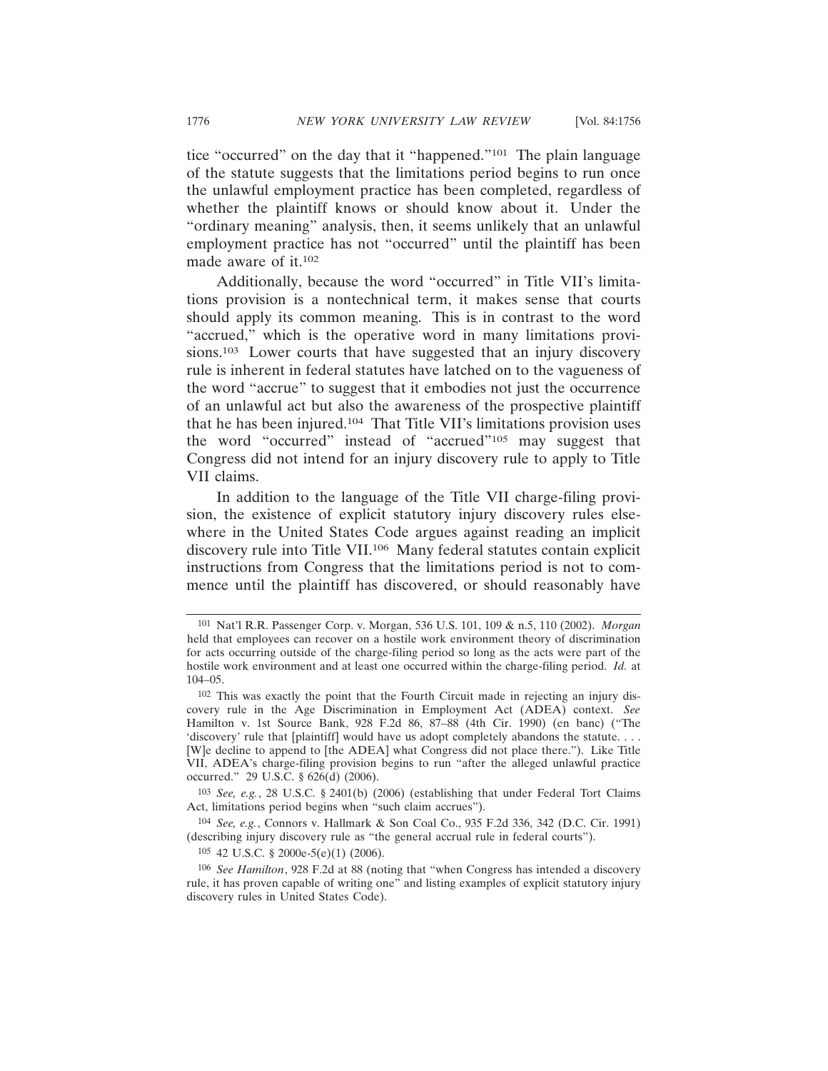tice "occurred" on the day that it "happened."[101] The plain language of the statute suggests that the limitations period begins to run once the unlawful employment practice has been completed, regardless of whether the plaintiff knows or should know about it. Under the "ordinary meaning" analysis, then, it seems unlikely that an unlawful employment practice has not "occurred" until the plaintiff has been made aware of it.[102]

Additionally, because the word "occurred" in Title VII's limitations provision is a nontechnical term, it makes sense that courts should apply its common meaning. This is in contrast to the word "accrued," which is the operative word in many limitations provisions.[103] Lower courts that have suggested that an injury discovery rule is inherent in federal statutes have latched on to the vagueness of the word "accrue" to suggest that it embodies not just the occurrence of an unlawful act but also the awareness of the prospective plaintiff that he has been injured.[104] That Title VII's limitations provision uses the word "occurred" instead of "accrued"[105] may suggest that Congress did not intend for an injury discovery rule to apply to Title VII claims.

In addition to the language of the Title VII charge-filing provision, the existence of explicit statutory injury discovery rules elsewhere in the United States Code argues against reading an implicit discovery rule into Title VII.[106] Many federal statutes contain explicit instructions from Congress that the limitations period is not to commence until the plaintiff has discovered, or should reasonably have

---

[101] Nat'l R.R. Passenger Corp. v. Morgan, 536 U.S. 101, 109 & n.5, 110 (2002). *Morgan* held that employees can recover on a hostile work environment theory of discrimination for acts occurring outside of the charge-filing period so long as the acts were part of the hostile work environment and at least one occurred within the charge-filing period. *Id.* at 104–05.

[102] This was exactly the point that the Fourth Circuit made in rejecting an injury discovery rule in the Age Discrimination in Employment Act (ADEA) context. *See* Hamilton v. 1st Source Bank, 928 F.2d 86, 87–88 (4th Cir. 1990) (en banc) ("The 'discovery' rule that [plaintiff] would have us adopt completely abandons the statute. . . . [W]e decline to append to [the ADEA] what Congress did not place there."). Like Title VII, ADEA's charge-filing provision begins to run "after the alleged unlawful practice occurred." 29 U.S.C. § 626(d) (2006).

[103] *See, e.g.*, 28 U.S.C. § 2401(b) (2006) (establishing that under Federal Tort Claims Act, limitations period begins when "such claim accrues").

[104] *See, e.g.*, Connors v. Hallmark & Son Coal Co., 935 F.2d 336, 342 (D.C. Cir. 1991) (describing injury discovery rule as "the general accrual rule in federal courts").

[105] 42 U.S.C. § 2000e-5(e)(1) (2006).

[106] *See Hamilton*, 928 F.2d at 88 (noting that "when Congress has intended a discovery rule, it has proven capable of writing one" and listing examples of explicit statutory injury discovery rules in United States Code).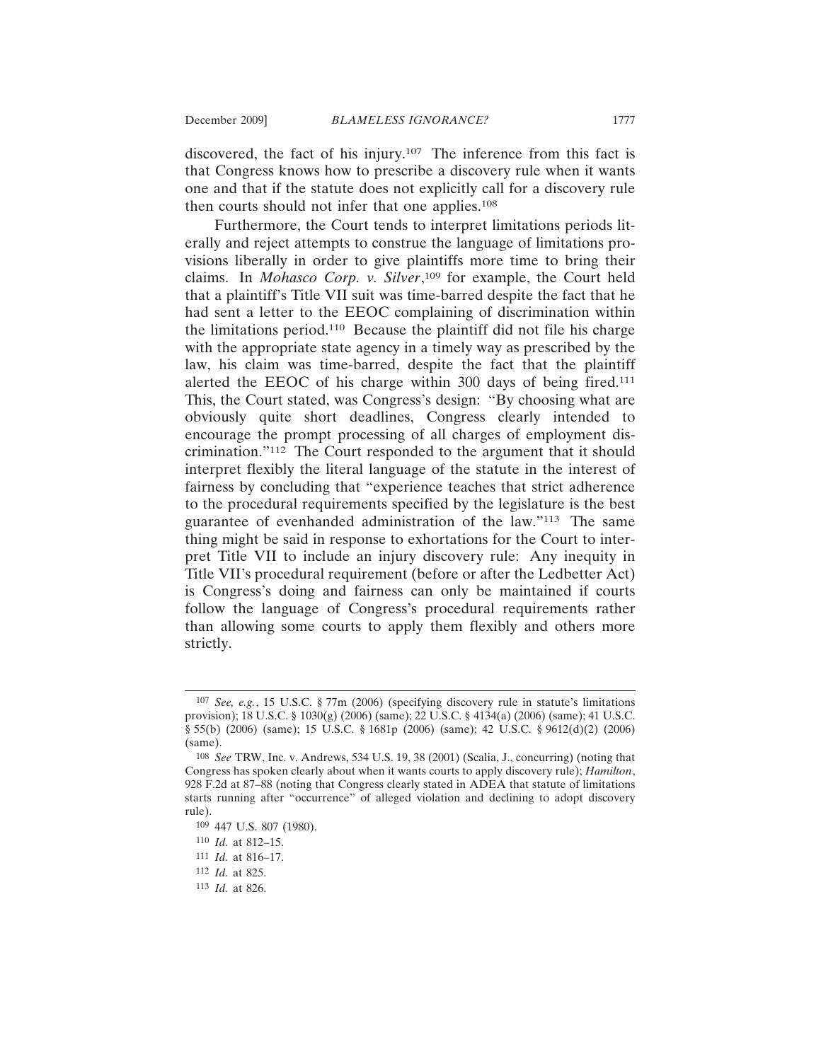discovered, the fact of his injury.[107] The inference from this fact is that Congress knows how to prescribe a discovery rule when it wants one and that if the statute does not explicitly call for a discovery rule then courts should not infer that one applies.[108]

Furthermore, the Court tends to interpret limitations periods literally and reject attempts to construe the language of limitations provisions liberally in order to give plaintiffs more time to bring their claims. In *Mohasco Corp. v. Silver*,[109] for example, the Court held that a plaintiff's Title VII suit was time-barred despite the fact that he had sent a letter to the EEOC complaining of discrimination within the limitations period.[110] Because the plaintiff did not file his charge with the appropriate state agency in a timely way as prescribed by the law, his claim was time-barred, despite the fact that the plaintiff alerted the EEOC of his charge within 300 days of being fired.[111] This, the Court stated, was Congress's design: "By choosing what are obviously quite short deadlines, Congress clearly intended to encourage the prompt processing of all charges of employment discrimination."[112] The Court responded to the argument that it should interpret flexibly the literal language of the statute in the interest of fairness by concluding that "experience teaches that strict adherence to the procedural requirements specified by the legislature is the best guarantee of evenhanded administration of the law."[113] The same thing might be said in response to exhortations for the Court to interpret Title VII to include an injury discovery rule: Any inequity in Title VII's procedural requirement (before or after the Ledbetter Act) is Congress's doing and fairness can only be maintained if courts follow the language of Congress's procedural requirements rather than allowing some courts to apply them flexibly and others more strictly.

---

[107] *See, e.g.*, 15 U.S.C. § 77m (2006) (specifying discovery rule in statute's limitations provision); 18 U.S.C. § 1030(g) (2006) (same); 22 U.S.C. § 4134(a) (2006) (same); 41 U.S.C. § 55(b) (2006) (same); 15 U.S.C. § 1681p (2006) (same); 42 U.S.C. § 9612(d)(2) (2006) (same).

[108] *See* TRW, Inc. v. Andrews, 534 U.S. 19, 38 (2001) (Scalia, J., concurring) (noting that Congress has spoken clearly about when it wants courts to apply discovery rule); *Hamilton*, 928 F.2d at 87–88 (noting that Congress clearly stated in ADEA that statute of limitations starts running after "occurrence" of alleged violation and declining to adopt discovery rule).

[109] 447 U.S. 807 (1980).

[110] *Id.* at 812–15.

[111] *Id.* at 816–17.

[112] *Id.* at 825.

[113] *Id.* at 826.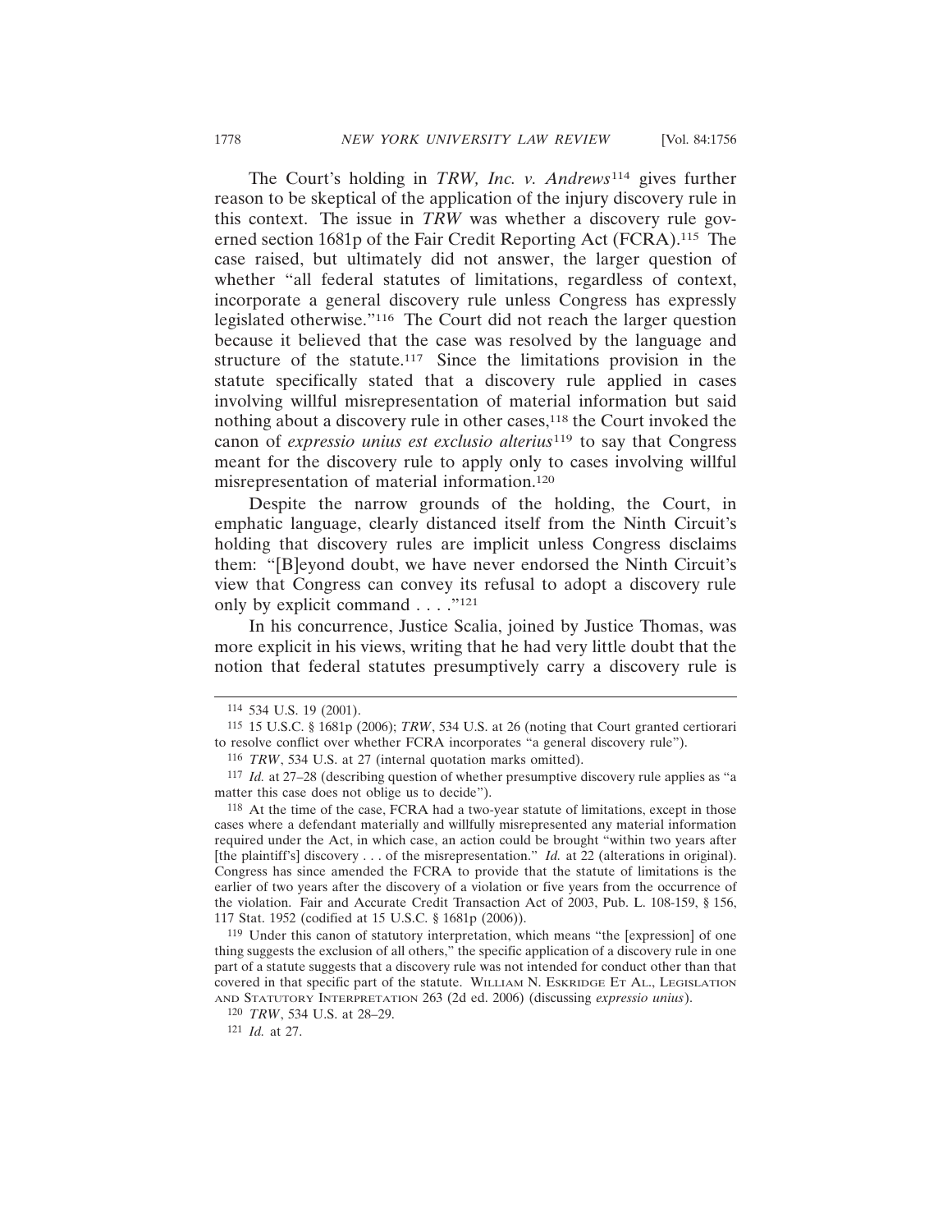The Court's holding in *TRW, Inc. v. Andrews*[114] gives further reason to be skeptical of the application of the injury discovery rule in this context. The issue in *TRW* was whether a discovery rule governed section 1681p of the Fair Credit Reporting Act (FCRA).[115] The case raised, but ultimately did not answer, the larger question of whether "all federal statutes of limitations, regardless of context, incorporate a general discovery rule unless Congress has expressly legislated otherwise."[116] The Court did not reach the larger question because it believed that the case was resolved by the language and structure of the statute.[117] Since the limitations provision in the statute specifically stated that a discovery rule applied in cases involving willful misrepresentation of material information but said nothing about a discovery rule in other cases,[118] the Court invoked the canon of *expressio unius est exclusio alterius*[119] to say that Congress meant for the discovery rule to apply only to cases involving willful misrepresentation of material information.[120]

Despite the narrow grounds of the holding, the Court, in emphatic language, clearly distanced itself from the Ninth Circuit's holding that discovery rules are implicit unless Congress disclaims them: "[B]eyond doubt, we have never endorsed the Ninth Circuit's view that Congress can convey its refusal to adopt a discovery rule only by explicit command . . . ."[121]

In his concurrence, Justice Scalia, joined by Justice Thomas, was more explicit in his views, writing that he had very little doubt that the notion that federal statutes presumptively carry a discovery rule is

---

114 534 U.S. 19 (2001).

115 15 U.S.C. § 1681p (2006); *TRW*, 534 U.S. at 26 (noting that Court granted certiorari to resolve conflict over whether FCRA incorporates "a general discovery rule").

116 *TRW*, 534 U.S. at 27 (internal quotation marks omitted).

117 *Id.* at 27–28 (describing question of whether presumptive discovery rule applies as "a matter this case does not oblige us to decide").

118 At the time of the case, FCRA had a two-year statute of limitations, except in those cases where a defendant materially and willfully misrepresented any material information required under the Act, in which case, an action could be brought "within two years after [the plaintiff's] discovery . . . of the misrepresentation." *Id.* at 22 (alterations in original). Congress has since amended the FCRA to provide that the statute of limitations is the earlier of two years after the discovery of a violation or five years from the occurrence of the violation. Fair and Accurate Credit Transaction Act of 2003, Pub. L. 108-159, § 156, 117 Stat. 1952 (codified at 15 U.S.C. § 1681p (2006)).

119 Under this canon of statutory interpretation, which means "the [expression] of one thing suggests the exclusion of all others," the specific application of a discovery rule in one part of a statute suggests that a discovery rule was not intended for conduct other than that covered in that specific part of the statute. William N. Eskridge Et Al., Legislation and Statutory Interpretation 263 (2d ed. 2006) (discussing *expressio unius*).

120 *TRW*, 534 U.S. at 28–29.

121 *Id.* at 27.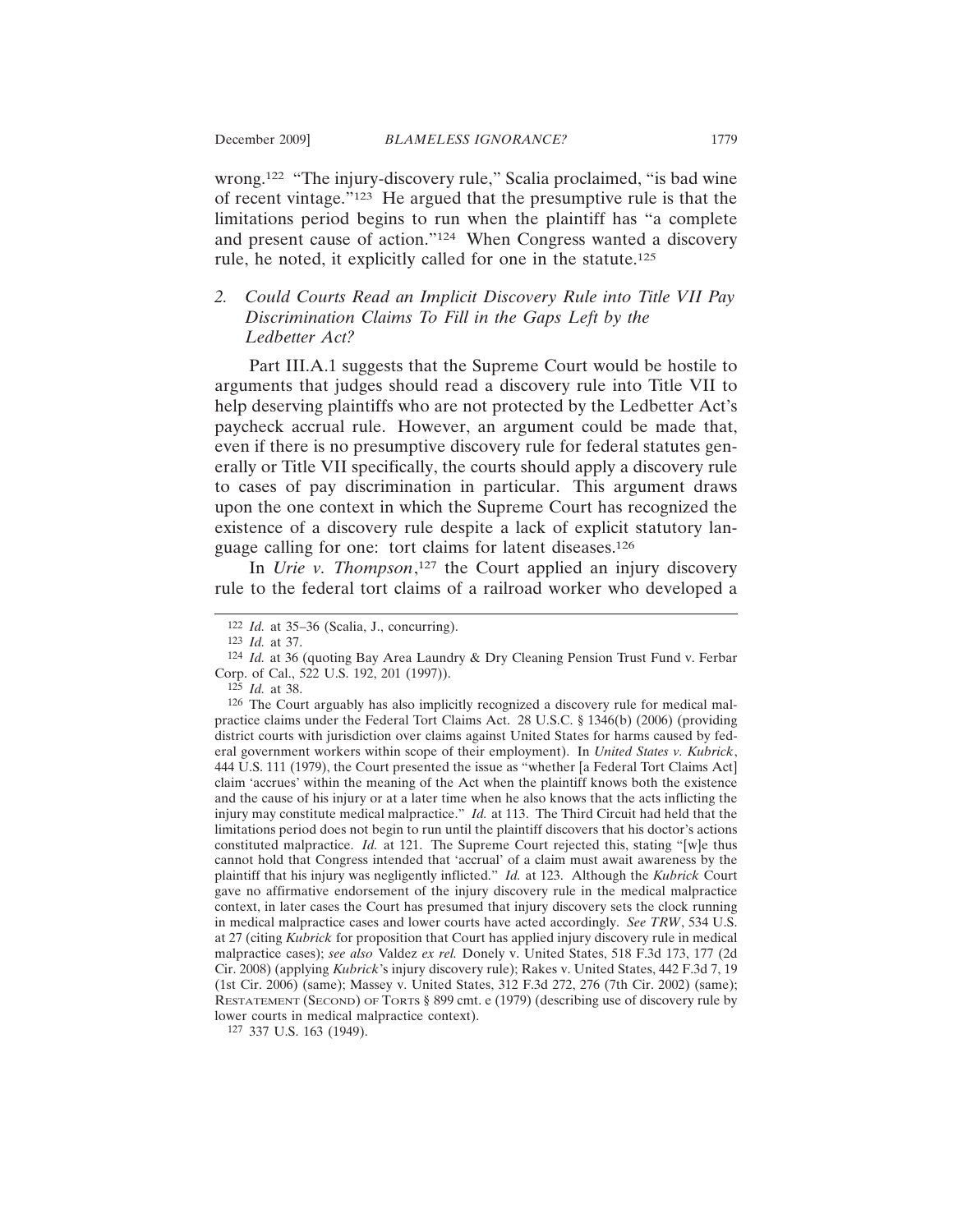wrong.[122] "The injury-discovery rule," Scalia proclaimed, "is bad wine of recent vintage."[123] He argued that the presumptive rule is that the limitations period begins to run when the plaintiff has "a complete and present cause of action."[124] When Congress wanted a discovery rule, he noted, it explicitly called for one in the statute.[125]

### 2. *Could Courts Read an Implicit Discovery Rule into Title VII Pay Discrimination Claims To Fill in the Gaps Left by the Ledbetter Act?*

Part III.A.1 suggests that the Supreme Court would be hostile to arguments that judges should read a discovery rule into Title VII to help deserving plaintiffs who are not protected by the Ledbetter Act's paycheck accrual rule. However, an argument could be made that, even if there is no presumptive discovery rule for federal statutes generally or Title VII specifically, the courts should apply a discovery rule to cases of pay discrimination in particular. This argument draws upon the one context in which the Supreme Court has recognized the existence of a discovery rule despite a lack of explicit statutory language calling for one: tort claims for latent diseases.[126]

In *Urie v. Thompson*,[127] the Court applied an injury discovery rule to the federal tort claims of a railroad worker who developed a

---

[122] *Id.* at 35–36 (Scalia, J., concurring).

[123] *Id.* at 37.

[124] *Id.* at 36 (quoting Bay Area Laundry & Dry Cleaning Pension Trust Fund v. Ferbar Corp. of Cal., 522 U.S. 192, 201 (1997)).

[125] *Id.* at 38.

[126] The Court arguably has also implicitly recognized a discovery rule for medical malpractice claims under the Federal Tort Claims Act. 28 U.S.C. § 1346(b) (2006) (providing district courts with jurisdiction over claims against United States for harms caused by federal government workers within scope of their employment). In *United States v. Kubrick*, 444 U.S. 111 (1979), the Court presented the issue as "whether [a Federal Tort Claims Act] claim 'accrues' within the meaning of the Act when the plaintiff knows both the existence and the cause of his injury or at a later time when he also knows that the acts inflicting the injury may constitute medical malpractice." *Id.* at 113. The Third Circuit had held that the limitations period does not begin to run until the plaintiff discovers that his doctor's actions constituted malpractice. *Id.* at 121. The Supreme Court rejected this, stating "[w]e thus cannot hold that Congress intended that 'accrual' of a claim must await awareness by the plaintiff that his injury was negligently inflicted." *Id.* at 123. Although the *Kubrick* Court gave no affirmative endorsement of the injury discovery rule in the medical malpractice context, in later cases the Court has presumed that injury discovery sets the clock running in medical malpractice cases and lower courts have acted accordingly. *See TRW*, 534 U.S. at 27 (citing *Kubrick* for proposition that Court has applied injury discovery rule in medical malpractice cases); *see also* Valdez *ex rel.* Donely v. United States, 518 F.3d 173, 177 (2d Cir. 2008) (applying *Kubrick*'s injury discovery rule); Rakes v. United States, 442 F.3d 7, 19 (1st Cir. 2006) (same); Massey v. United States, 312 F.3d 272, 276 (7th Cir. 2002) (same); RESTATEMENT (SECOND) OF TORTS § 899 cmt. e (1979) (describing use of discovery rule by lower courts in medical malpractice context).

[127] 337 U.S. 163 (1949).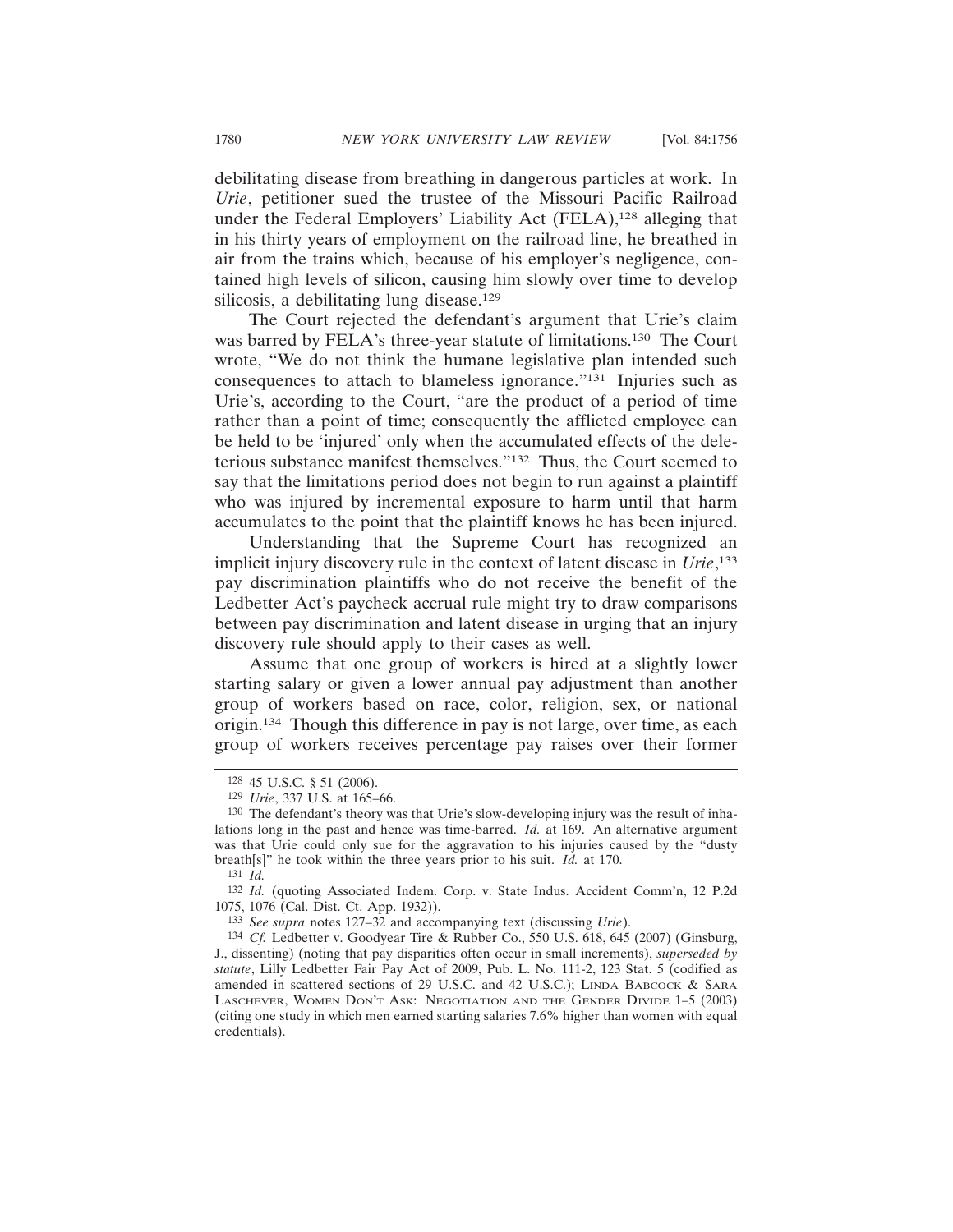debilitating disease from breathing in dangerous particles at work. In *Urie*, petitioner sued the trustee of the Missouri Pacific Railroad under the Federal Employers' Liability Act (FELA),[128] alleging that in his thirty years of employment on the railroad line, he breathed in air from the trains which, because of his employer's negligence, contained high levels of silicon, causing him slowly over time to develop silicosis, a debilitating lung disease.[129]

The Court rejected the defendant's argument that Urie's claim was barred by FELA's three-year statute of limitations.[130] The Court wrote, "We do not think the humane legislative plan intended such consequences to attach to blameless ignorance."[131] Injuries such as Urie's, according to the Court, "are the product of a period of time rather than a point of time; consequently the afflicted employee can be held to be 'injured' only when the accumulated effects of the deleterious substance manifest themselves."[132] Thus, the Court seemed to say that the limitations period does not begin to run against a plaintiff who was injured by incremental exposure to harm until that harm accumulates to the point that the plaintiff knows he has been injured.

Understanding that the Supreme Court has recognized an implicit injury discovery rule in the context of latent disease in *Urie*,[133] pay discrimination plaintiffs who do not receive the benefit of the Ledbetter Act's paycheck accrual rule might try to draw comparisons between pay discrimination and latent disease in urging that an injury discovery rule should apply to their cases as well.

Assume that one group of workers is hired at a slightly lower starting salary or given a lower annual pay adjustment than another group of workers based on race, color, religion, sex, or national origin.[134] Though this difference in pay is not large, over time, as each group of workers receives percentage pay raises over their former

---

[128] 45 U.S.C. § 51 (2006).

[129] *Urie*, 337 U.S. at 165–66.

[130] The defendant's theory was that Urie's slow-developing injury was the result of inhalations long in the past and hence was time-barred. *Id.* at 169. An alternative argument was that Urie could only sue for the aggravation to his injuries caused by the "dusty breath[s]" he took within the three years prior to his suit. *Id.* at 170.

[131] *Id.*

[132] *Id.* (quoting Associated Indem. Corp. v. State Indus. Accident Comm'n, 12 P.2d 1075, 1076 (Cal. Dist. Ct. App. 1932)).

[133] *See supra* notes 127–32 and accompanying text (discussing *Urie*).

[134] *Cf.* Ledbetter v. Goodyear Tire & Rubber Co., 550 U.S. 618, 645 (2007) (Ginsburg, J., dissenting) (noting that pay disparities often occur in small increments), *superseded by statute*, Lilly Ledbetter Fair Pay Act of 2009, Pub. L. No. 111-2, 123 Stat. 5 (codified as amended in scattered sections of 29 U.S.C. and 42 U.S.C.); LINDA BABCOCK & SARA LASCHEVER, WOMEN DON'T ASK: NEGOTIATION AND THE GENDER DIVIDE 1–5 (2003) (citing one study in which men earned starting salaries 7.6% higher than women with equal credentials).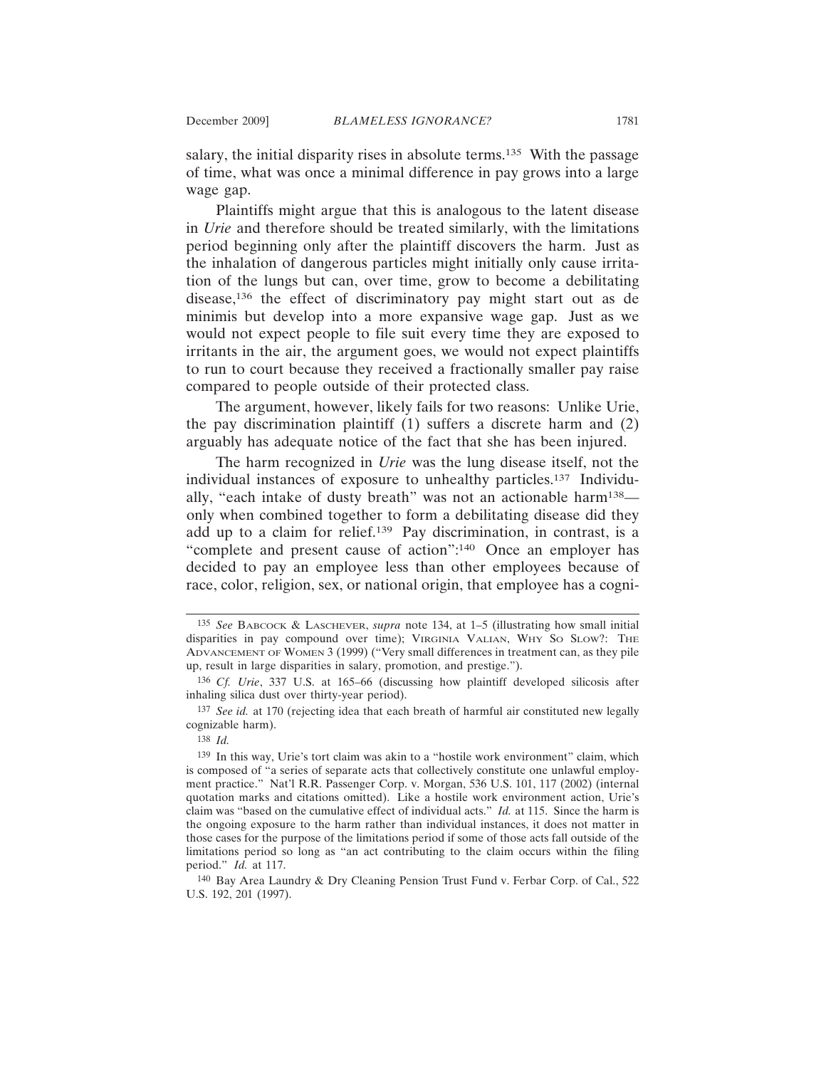salary, the initial disparity rises in absolute terms.[135] With the passage of time, what was once a minimal difference in pay grows into a large wage gap.

Plaintiffs might argue that this is analogous to the latent disease in *Urie* and therefore should be treated similarly, with the limitations period beginning only after the plaintiff discovers the harm. Just as the inhalation of dangerous particles might initially only cause irritation of the lungs but can, over time, grow to become a debilitating disease,[136] the effect of discriminatory pay might start out as de minimis but develop into a more expansive wage gap. Just as we would not expect people to file suit every time they are exposed to irritants in the air, the argument goes, we would not expect plaintiffs to run to court because they received a fractionally smaller pay raise compared to people outside of their protected class.

The argument, however, likely fails for two reasons: Unlike Urie, the pay discrimination plaintiff (1) suffers a discrete harm and (2) arguably has adequate notice of the fact that she has been injured.

The harm recognized in *Urie* was the lung disease itself, not the individual instances of exposure to unhealthy particles.[137] Individually, "each intake of dusty breath" was not an actionable harm[138]—only when combined together to form a debilitating disease did they add up to a claim for relief.[139] Pay discrimination, in contrast, is a "complete and present cause of action":[140] Once an employer has decided to pay an employee less than other employees because of race, color, religion, sex, or national origin, that employee has a cogni-

---

[135] *See* BABCOCK & LASCHEVER, *supra* note 134, at 1–5 (illustrating how small initial disparities in pay compound over time); VIRGINIA VALIAN, WHY SO SLOW?: THE ADVANCEMENT OF WOMEN 3 (1999) ("Very small differences in treatment can, as they pile up, result in large disparities in salary, promotion, and prestige.").

[136] *Cf. Urie*, 337 U.S. at 165–66 (discussing how plaintiff developed silicosis after inhaling silica dust over thirty-year period).

[137] *See id.* at 170 (rejecting idea that each breath of harmful air constituted new legally cognizable harm).

[138] *Id.*

[139] In this way, Urie's tort claim was akin to a "hostile work environment" claim, which is composed of "a series of separate acts that collectively constitute one unlawful employment practice." Nat'l R.R. Passenger Corp. v. Morgan, 536 U.S. 101, 117 (2002) (internal quotation marks and citations omitted). Like a hostile work environment action, Urie's claim was "based on the cumulative effect of individual acts." *Id.* at 115. Since the harm is the ongoing exposure to the harm rather than individual instances, it does not matter in those cases for the purpose of the limitations period if some of those acts fall outside of the limitations period so long as "an act contributing to the claim occurs within the filing period." *Id.* at 117.

[140] Bay Area Laundry & Dry Cleaning Pension Trust Fund v. Ferbar Corp. of Cal., 522 U.S. 192, 201 (1997).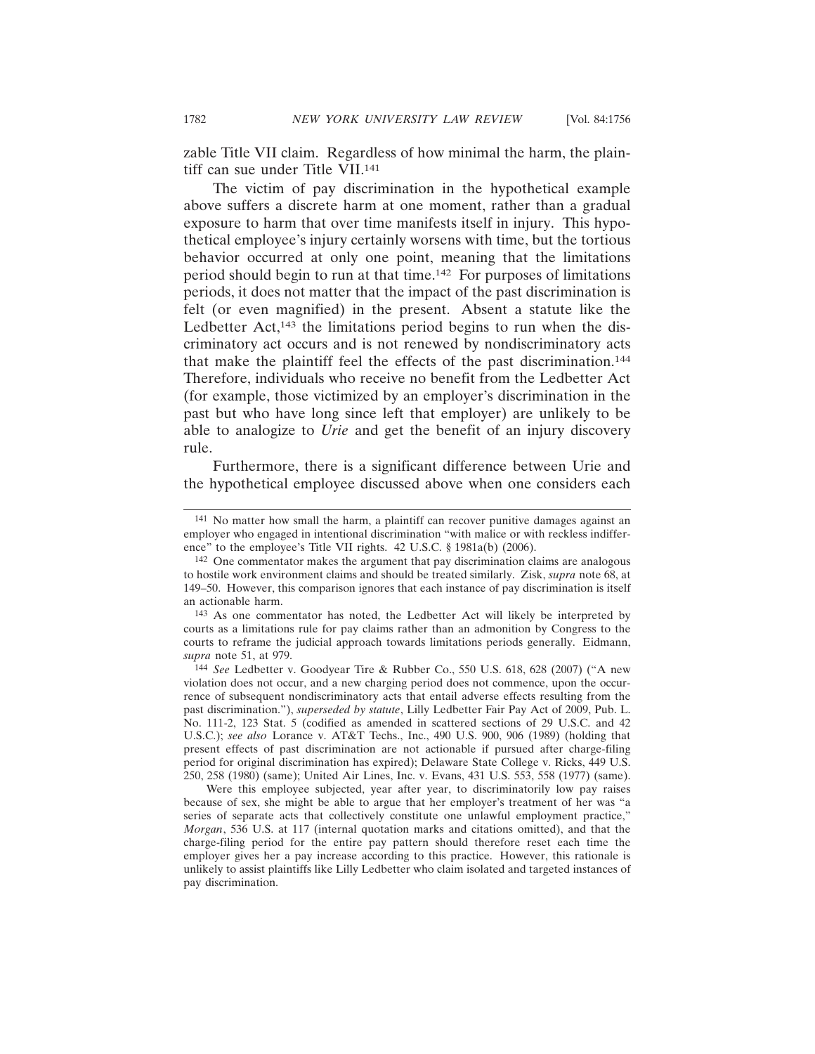zable Title VII claim. Regardless of how minimal the harm, the plaintiff can sue under Title VII.[141]

The victim of pay discrimination in the hypothetical example above suffers a discrete harm at one moment, rather than a gradual exposure to harm that over time manifests itself in injury. This hypothetical employee's injury certainly worsens with time, but the tortious behavior occurred at only one point, meaning that the limitations period should begin to run at that time.[142] For purposes of limitations periods, it does not matter that the impact of the past discrimination is felt (or even magnified) in the present. Absent a statute like the Ledbetter Act,[143] the limitations period begins to run when the discriminatory act occurs and is not renewed by nondiscriminatory acts that make the plaintiff feel the effects of the past discrimination.[144] Therefore, individuals who receive no benefit from the Ledbetter Act (for example, those victimized by an employer's discrimination in the past but who have long since left that employer) are unlikely to be able to analogize to *Urie* and get the benefit of an injury discovery rule.

Furthermore, there is a significant difference between Urie and the hypothetical employee discussed above when one considers each

---

[141] No matter how small the harm, a plaintiff can recover punitive damages against an employer who engaged in intentional discrimination "with malice or with reckless indifference" to the employee's Title VII rights. 42 U.S.C. § 1981a(b) (2006).

[142] One commentator makes the argument that pay discrimination claims are analogous to hostile work environment claims and should be treated similarly. Zisk, *supra* note 68, at 149–50. However, this comparison ignores that each instance of pay discrimination is itself an actionable harm.

[143] As one commentator has noted, the Ledbetter Act will likely be interpreted by courts as a limitations rule for pay claims rather than an admonition by Congress to the courts to reframe the judicial approach towards limitations periods generally. Eidmann, *supra* note 51, at 979.

[144] *See* Ledbetter v. Goodyear Tire & Rubber Co., 550 U.S. 618, 628 (2007) ("A new violation does not occur, and a new charging period does not commence, upon the occurrence of subsequent nondiscriminatory acts that entail adverse effects resulting from the past discrimination."), *superseded by statute*, Lilly Ledbetter Fair Pay Act of 2009, Pub. L. No. 111-2, 123 Stat. 5 (codified as amended in scattered sections of 29 U.S.C. and 42 U.S.C.); *see also* Lorance v. AT&T Techs., Inc., 490 U.S. 900, 906 (1989) (holding that present effects of past discrimination are not actionable if pursued after charge-filing period for original discrimination has expired); Delaware State College v. Ricks, 449 U.S. 250, 258 (1980) (same); United Air Lines, Inc. v. Evans, 431 U.S. 553, 558 (1977) (same).

Were this employee subjected, year after year, to discriminatorily low pay raises because of sex, she might be able to argue that her employer's treatment of her was "a series of separate acts that collectively constitute one unlawful employment practice," *Morgan*, 536 U.S. at 117 (internal quotation marks and citations omitted), and that the charge-filing period for the entire pay pattern should therefore reset each time the employer gives her a pay increase according to this practice. However, this rationale is unlikely to assist plaintiffs like Lilly Ledbetter who claim isolated and targeted instances of pay discrimination.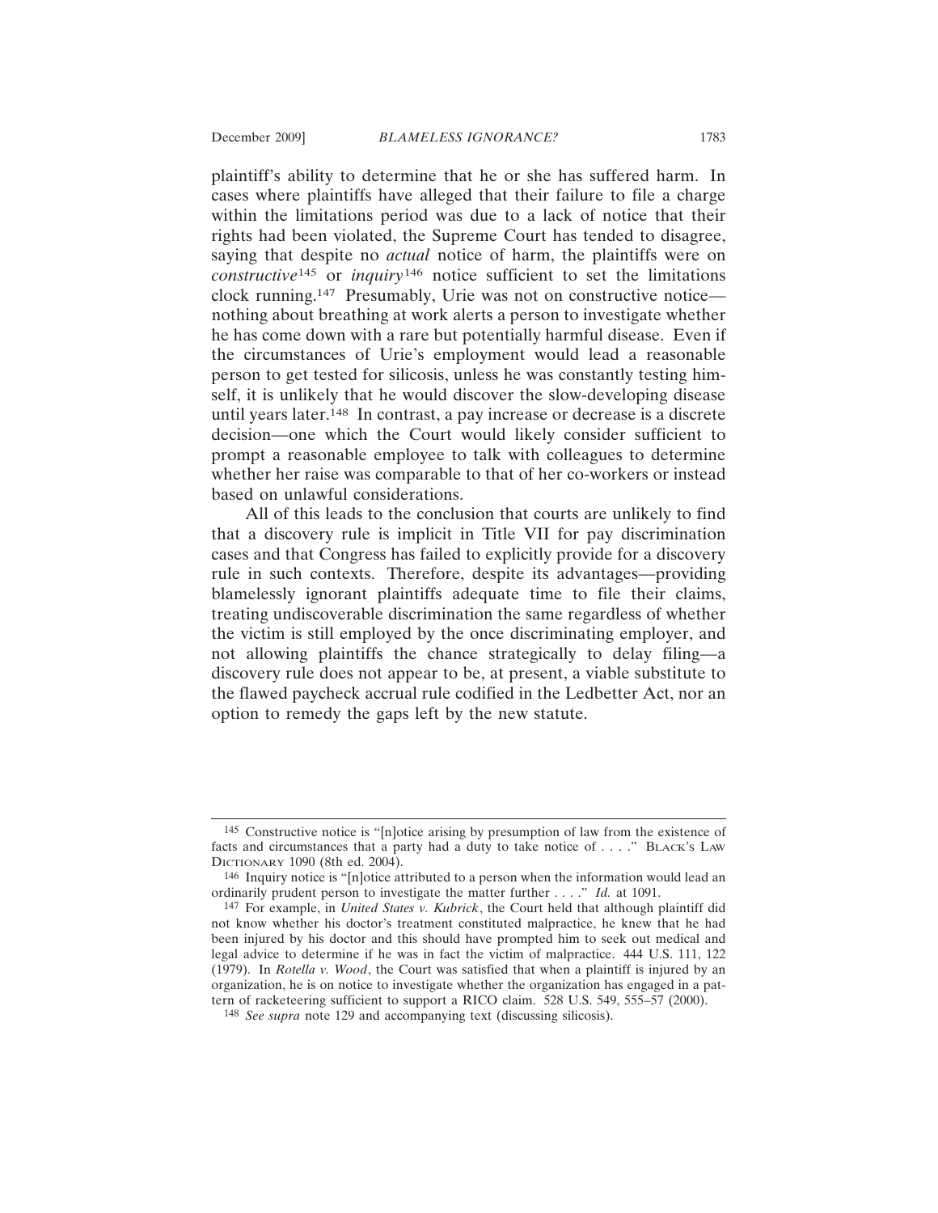plaintiff's ability to determine that he or she has suffered harm. In cases where plaintiffs have alleged that their failure to file a charge within the limitations period was due to a lack of notice that their rights had been violated, the Supreme Court has tended to disagree, saying that despite no *actual* notice of harm, the plaintiffs were on *constructive*[145] or *inquiry*[146] notice sufficient to set the limitations clock running.[147] Presumably, Urie was not on constructive notice—nothing about breathing at work alerts a person to investigate whether he has come down with a rare but potentially harmful disease. Even if the circumstances of Urie's employment would lead a reasonable person to get tested for silicosis, unless he was constantly testing himself, it is unlikely that he would discover the slow-developing disease until years later.[148] In contrast, a pay increase or decrease is a discrete decision—one which the Court would likely consider sufficient to prompt a reasonable employee to talk with colleagues to determine whether her raise was comparable to that of her co-workers or instead based on unlawful considerations.

All of this leads to the conclusion that courts are unlikely to find that a discovery rule is implicit in Title VII for pay discrimination cases and that Congress has failed to explicitly provide for a discovery rule in such contexts. Therefore, despite its advantages—providing blamelessly ignorant plaintiffs adequate time to file their claims, treating undiscoverable discrimination the same regardless of whether the victim is still employed by the once discriminating employer, and not allowing plaintiffs the chance strategically to delay filing—a discovery rule does not appear to be, at present, a viable substitute to the flawed paycheck accrual rule codified in the Ledbetter Act, nor an option to remedy the gaps left by the new statute.

---

[145] Constructive notice is "[n]otice arising by presumption of law from the existence of facts and circumstances that a party had a duty to take notice of . . . ." BLACK'S LAW DICTIONARY 1090 (8th ed. 2004).

[146] Inquiry notice is "[n]otice attributed to a person when the information would lead an ordinarily prudent person to investigate the matter further . . . ." *Id.* at 1091.

[147] For example, in *United States v. Kubrick*, the Court held that although plaintiff did not know whether his doctor's treatment constituted malpractice, he knew that he had been injured by his doctor and this should have prompted him to seek out medical and legal advice to determine if he was in fact the victim of malpractice. 444 U.S. 111, 122 (1979). In *Rotella v. Wood*, the Court was satisfied that when a plaintiff is injured by an organization, he is on notice to investigate whether the organization has engaged in a pattern of racketeering sufficient to support a RICO claim. 528 U.S. 549, 555–57 (2000).

[148] *See supra* note 129 and accompanying text (discussing silicosis).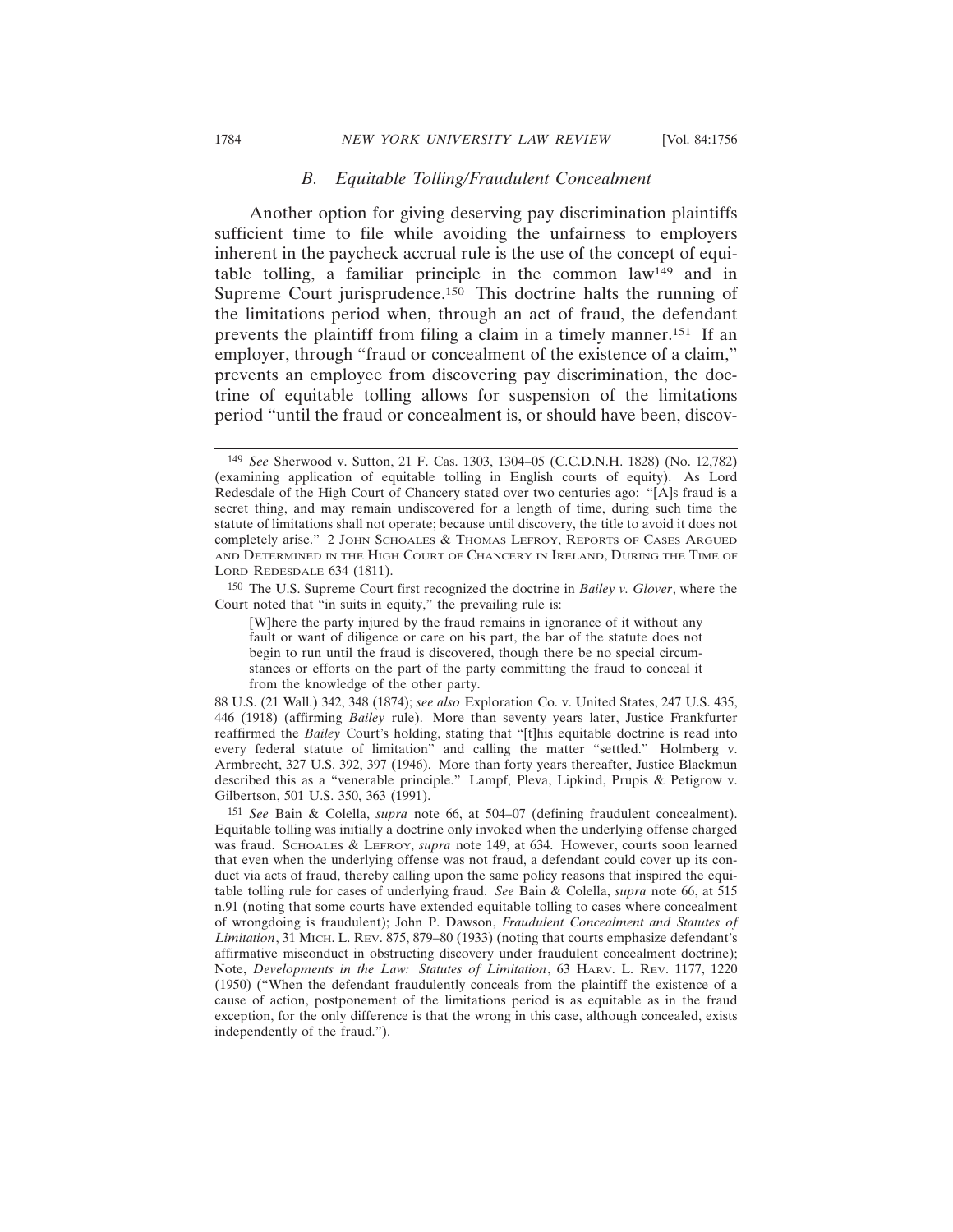### *B. Equitable Tolling/Fraudulent Concealment*

Another option for giving deserving pay discrimination plaintiffs sufficient time to file while avoiding the unfairness to employers inherent in the paycheck accrual rule is the use of the concept of equitable tolling, a familiar principle in the common law[149] and in Supreme Court jurisprudence.[150] This doctrine halts the running of the limitations period when, through an act of fraud, the defendant prevents the plaintiff from filing a claim in a timely manner.[151] If an employer, through "fraud or concealment of the existence of a claim," prevents an employee from discovering pay discrimination, the doctrine of equitable tolling allows for suspension of the limitations period "until the fraud or concealment is, or should have been, discov-

---

[149] *See* Sherwood v. Sutton, 21 F. Cas. 1303, 1304–05 (C.C.D.N.H. 1828) (No. 12,782) (examining application of equitable tolling in English courts of equity). As Lord Redesdale of the High Court of Chancery stated over two centuries ago: "[A]s fraud is a secret thing, and may remain undiscovered for a length of time, during such time the statute of limitations shall not operate; because until discovery, the title to avoid it does not completely arise." 2 JOHN SCHOALES & THOMAS LEFROY, REPORTS OF CASES ARGUED AND DETERMINED IN THE HIGH COURT OF CHANCERY IN IRELAND, DURING THE TIME OF LORD REDESDALE 634 (1811).

[150] The U.S. Supreme Court first recognized the doctrine in *Bailey v. Glover*, where the Court noted that "in suits in equity," the prevailing rule is:

> [W]here the party injured by the fraud remains in ignorance of it without any fault or want of diligence or care on his part, the bar of the statute does not begin to run until the fraud is discovered, though there be no special circumstances or efforts on the part of the party committing the fraud to conceal it from the knowledge of the other party.

88 U.S. (21 Wall.) 342, 348 (1874); *see also* Exploration Co. v. United States, 247 U.S. 435, 446 (1918) (affirming *Bailey* rule). More than seventy years later, Justice Frankfurter reaffirmed the *Bailey* Court's holding, stating that "[t]his equitable doctrine is read into every federal statute of limitation" and calling the matter "settled." Holmberg v. Armbrecht, 327 U.S. 392, 397 (1946). More than forty years thereafter, Justice Blackmun described this as a "venerable principle." Lampf, Pleva, Lipkind, Prupis & Petigrow v. Gilbertson, 501 U.S. 350, 363 (1991).

[151] *See* Bain & Colella, *supra* note 66, at 504–07 (defining fraudulent concealment). Equitable tolling was initially a doctrine only invoked when the underlying offense charged was fraud. SCHOALES & LEFROY, *supra* note 149, at 634. However, courts soon learned that even when the underlying offense was not fraud, a defendant could cover up its conduct via acts of fraud, thereby calling upon the same policy reasons that inspired the equitable tolling rule for cases of underlying fraud. *See* Bain & Colella, *supra* note 66, at 515 n.91 (noting that some courts have extended equitable tolling to cases where concealment of wrongdoing is fraudulent); John P. Dawson, *Fraudulent Concealment and Statutes of Limitation*, 31 MICH. L. REV. 875, 879–80 (1933) (noting that courts emphasize defendant's affirmative misconduct in obstructing discovery under fraudulent concealment doctrine); Note, *Developments in the Law: Statutes of Limitation*, 63 HARV. L. REV. 1177, 1220 (1950) ("When the defendant fraudulently conceals from the plaintiff the existence of a cause of action, postponement of the limitations period is as equitable as in the fraud exception, for the only difference is that the wrong in this case, although concealed, exists independently of the fraud.").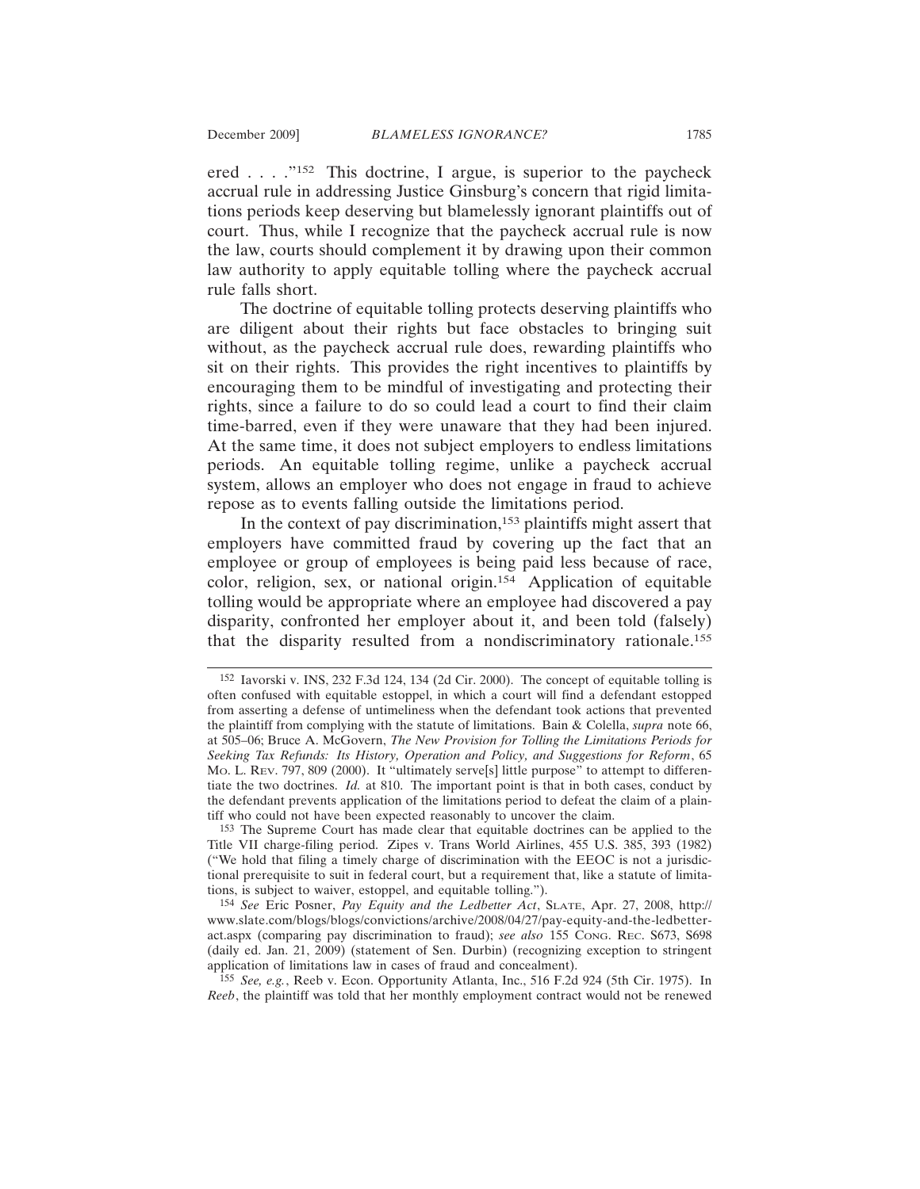ered . . . ."[152] This doctrine, I argue, is superior to the paycheck accrual rule in addressing Justice Ginsburg's concern that rigid limitations periods keep deserving but blamelessly ignorant plaintiffs out of court. Thus, while I recognize that the paycheck accrual rule is now the law, courts should complement it by drawing upon their common law authority to apply equitable tolling where the paycheck accrual rule falls short.

The doctrine of equitable tolling protects deserving plaintiffs who are diligent about their rights but face obstacles to bringing suit without, as the paycheck accrual rule does, rewarding plaintiffs who sit on their rights. This provides the right incentives to plaintiffs by encouraging them to be mindful of investigating and protecting their rights, since a failure to do so could lead a court to find their claim time-barred, even if they were unaware that they had been injured. At the same time, it does not subject employers to endless limitations periods. An equitable tolling regime, unlike a paycheck accrual system, allows an employer who does not engage in fraud to achieve repose as to events falling outside the limitations period.

In the context of pay discrimination,[153] plaintiffs might assert that employers have committed fraud by covering up the fact that an employee or group of employees is being paid less because of race, color, religion, sex, or national origin.[154] Application of equitable tolling would be appropriate where an employee had discovered a pay disparity, confronted her employer about it, and been told (falsely) that the disparity resulted from a nondiscriminatory rationale.[155]

---

[152] Iavorski v. INS, 232 F.3d 124, 134 (2d Cir. 2000). The concept of equitable tolling is often confused with equitable estoppel, in which a court will find a defendant estopped from asserting a defense of untimeliness when the defendant took actions that prevented the plaintiff from complying with the statute of limitations. Bain & Colella, *supra* note 66, at 505–06; Bruce A. McGovern, *The New Provision for Tolling the Limitations Periods for Seeking Tax Refunds: Its History, Operation and Policy, and Suggestions for Reform*, 65 MO. L. REV. 797, 809 (2000). It "ultimately serve[s] little purpose" to attempt to differentiate the two doctrines. *Id.* at 810. The important point is that in both cases, conduct by the defendant prevents application of the limitations period to defeat the claim of a plaintiff who could not have been expected reasonably to uncover the claim.

[153] The Supreme Court has made clear that equitable doctrines can be applied to the Title VII charge-filing period. Zipes v. Trans World Airlines, 455 U.S. 385, 393 (1982) ("We hold that filing a timely charge of discrimination with the EEOC is not a jurisdictional prerequisite to suit in federal court, but a requirement that, like a statute of limitations, is subject to waiver, estoppel, and equitable tolling.").

[154] *See* Eric Posner, *Pay Equity and the Ledbetter Act*, SLATE, Apr. 27, 2008, http://www.slate.com/blogs/blogs/convictions/archive/2008/04/27/pay-equity-and-the-ledbetter-act.aspx (comparing pay discrimination to fraud); *see also* 155 CONG. REC. S673, S698 (daily ed. Jan. 21, 2009) (statement of Sen. Durbin) (recognizing exception to stringent application of limitations law in cases of fraud and concealment).

[155] *See, e.g.*, Reeb v. Econ. Opportunity Atlanta, Inc., 516 F.2d 924 (5th Cir. 1975). In *Reeb*, the plaintiff was told that her monthly employment contract would not be renewed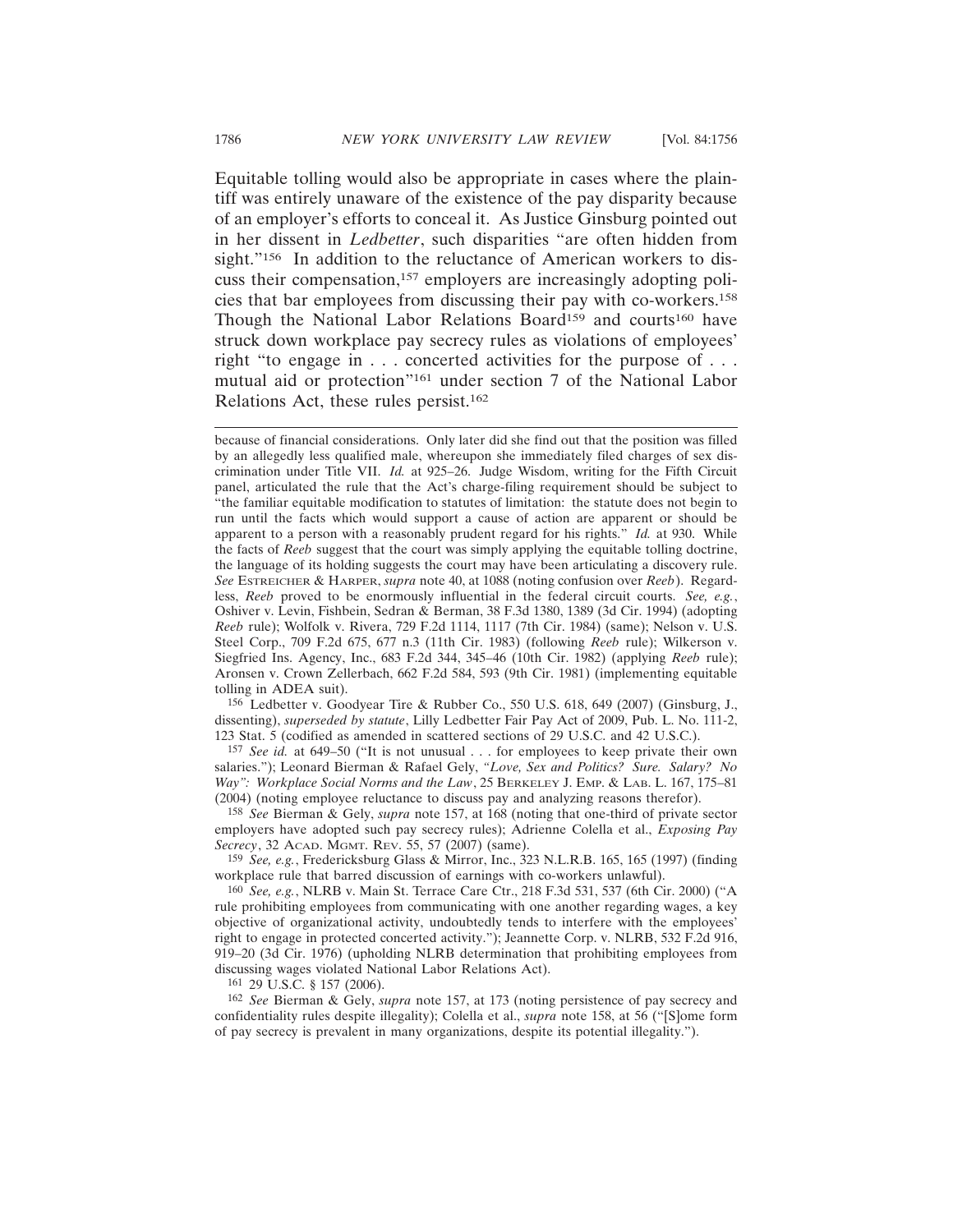Equitable tolling would also be appropriate in cases where the plaintiff was entirely unaware of the existence of the pay disparity because of an employer's efforts to conceal it. As Justice Ginsburg pointed out in her dissent in *Ledbetter*, such disparities "are often hidden from sight."[156] In addition to the reluctance of American workers to discuss their compensation,[157] employers are increasingly adopting policies that bar employees from discussing their pay with co-workers.[158] Though the National Labor Relations Board[159] and courts[160] have struck down workplace pay secrecy rules as violations of employees' right "to engage in . . . concerted activities for the purpose of . . . mutual aid or protection"[161] under section 7 of the National Labor Relations Act, these rules persist.[162]

---

because of financial considerations. Only later did she find out that the position was filled by an allegedly less qualified male, whereupon she immediately filed charges of sex discrimination under Title VII. *Id.* at 925–26. Judge Wisdom, writing for the Fifth Circuit panel, articulated the rule that the Act's charge-filing requirement should be subject to "the familiar equitable modification to statutes of limitation: the statute does not begin to run until the facts which would support a cause of action are apparent or should be apparent to a person with a reasonably prudent regard for his rights." *Id.* at 930. While the facts of *Reeb* suggest that the court was simply applying the equitable tolling doctrine, the language of its holding suggests the court may have been articulating a discovery rule. *See* ESTREICHER & HARPER, *supra* note 40, at 1088 (noting confusion over *Reeb*). Regardless, *Reeb* proved to be enormously influential in the federal circuit courts. *See, e.g.*, Oshiver v. Levin, Fishbein, Sedran & Berman, 38 F.3d 1380, 1389 (3d Cir. 1994) (adopting *Reeb* rule); Wolfolk v. Rivera, 729 F.2d 1114, 1117 (7th Cir. 1984) (same); Nelson v. U.S. Steel Corp., 709 F.2d 675, 677 n.3 (11th Cir. 1983) (following *Reeb* rule); Wilkerson v. Siegfried Ins. Agency, Inc., 683 F.2d 344, 345–46 (10th Cir. 1982) (applying *Reeb* rule); Aronsen v. Crown Zellerbach, 662 F.2d 584, 593 (9th Cir. 1981) (implementing equitable tolling in ADEA suit).

[156] Ledbetter v. Goodyear Tire & Rubber Co., 550 U.S. 618, 649 (2007) (Ginsburg, J., dissenting), *superseded by statute*, Lilly Ledbetter Fair Pay Act of 2009, Pub. L. No. 111-2, 123 Stat. 5 (codified as amended in scattered sections of 29 U.S.C. and 42 U.S.C.).

[157] *See id.* at 649–50 ("It is not unusual . . . for employees to keep private their own salaries."); Leonard Bierman & Rafael Gely, *"Love, Sex and Politics? Sure. Salary? No Way": Workplace Social Norms and the Law*, 25 BERKELEY J. EMP. & LAB. L. 167, 175–81 (2004) (noting employee reluctance to discuss pay and analyzing reasons therefor).

[158] *See* Bierman & Gely, *supra* note 157, at 168 (noting that one-third of private sector employers have adopted such pay secrecy rules); Adrienne Colella et al., *Exposing Pay Secrecy*, 32 ACAD. MGMT. REV. 55, 57 (2007) (same).

[159] *See, e.g.*, Fredericksburg Glass & Mirror, Inc., 323 N.L.R.B. 165, 165 (1997) (finding workplace rule that barred discussion of earnings with co-workers unlawful).

[160] *See, e.g.*, NLRB v. Main St. Terrace Care Ctr., 218 F.3d 531, 537 (6th Cir. 2000) ("A rule prohibiting employees from communicating with one another regarding wages, a key objective of organizational activity, undoubtedly tends to interfere with the employees' right to engage in protected concerted activity."); Jeannette Corp. v. NLRB, 532 F.2d 916, 919–20 (3d Cir. 1976) (upholding NLRB determination that prohibiting employees from discussing wages violated National Labor Relations Act).

[161] 29 U.S.C. § 157 (2006).

[162] *See* Bierman & Gely, *supra* note 157, at 173 (noting persistence of pay secrecy and confidentiality rules despite illegality); Colella et al., *supra* note 158, at 56 ("[S]ome form of pay secrecy is prevalent in many organizations, despite its potential illegality.").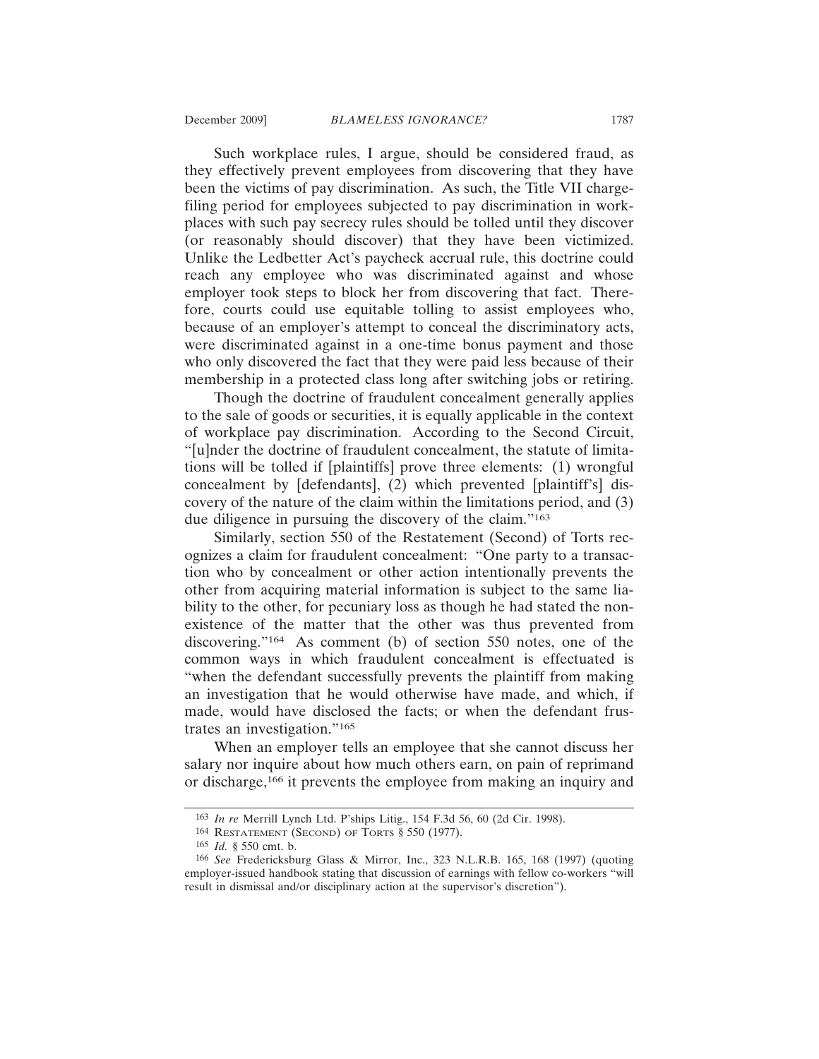Such workplace rules, I argue, should be considered fraud, as they effectively prevent employees from discovering that they have been the victims of pay discrimination. As such, the Title VII charge-filing period for employees subjected to pay discrimination in workplaces with such pay secrecy rules should be tolled until they discover (or reasonably should discover) that they have been victimized. Unlike the Ledbetter Act's paycheck accrual rule, this doctrine could reach any employee who was discriminated against and whose employer took steps to block her from discovering that fact. Therefore, courts could use equitable tolling to assist employees who, because of an employer's attempt to conceal the discriminatory acts, were discriminated against in a one-time bonus payment and those who only discovered the fact that they were paid less because of their membership in a protected class long after switching jobs or retiring.

Though the doctrine of fraudulent concealment generally applies to the sale of goods or securities, it is equally applicable in the context of workplace pay discrimination. According to the Second Circuit, "[u]nder the doctrine of fraudulent concealment, the statute of limitations will be tolled if [plaintiffs] prove three elements: (1) wrongful concealment by [defendants], (2) which prevented [plaintiff's] discovery of the nature of the claim within the limitations period, and (3) due diligence in pursuing the discovery of the claim."[163]

Similarly, section 550 of the Restatement (Second) of Torts recognizes a claim for fraudulent concealment: "One party to a transaction who by concealment or other action intentionally prevents the other from acquiring material information is subject to the same liability to the other, for pecuniary loss as though he had stated the nonexistence of the matter that the other was thus prevented from discovering."[164] As comment (b) of section 550 notes, one of the common ways in which fraudulent concealment is effectuated is "when the defendant successfully prevents the plaintiff from making an investigation that he would otherwise have made, and which, if made, would have disclosed the facts; or when the defendant frustrates an investigation."[165]

When an employer tells an employee that she cannot discuss her salary nor inquire about how much others earn, on pain of reprimand or discharge,[166] it prevents the employee from making an inquiry and

---

[163] *In re* Merrill Lynch Ltd. P'ships Litig., 154 F.3d 56, 60 (2d Cir. 1998).

[164] Restatement (Second) of Torts § 550 (1977).

[165] *Id.* § 550 cmt. b.

[166] *See* Fredericksburg Glass & Mirror, Inc., 323 N.L.R.B. 165, 168 (1997) (quoting employer-issued handbook stating that discussion of earnings with fellow co-workers "will result in dismissal and/or disciplinary action at the supervisor's discretion").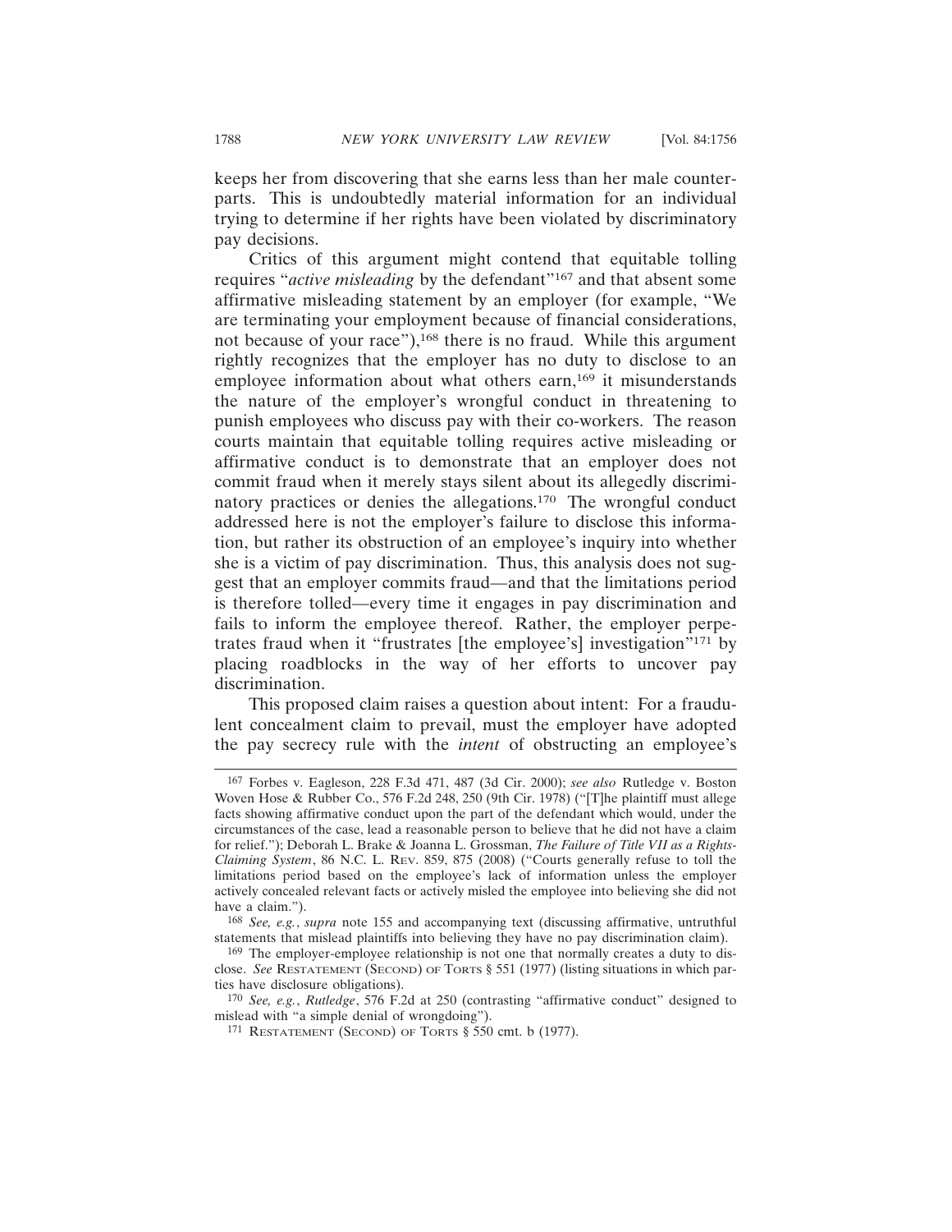keeps her from discovering that she earns less than her male counterparts. This is undoubtedly material information for an individual trying to determine if her rights have been violated by discriminatory pay decisions.

Critics of this argument might contend that equitable tolling requires "*active misleading* by the defendant"[167] and that absent some affirmative misleading statement by an employer (for example, "We are terminating your employment because of financial considerations, not because of your race"),[168] there is no fraud. While this argument rightly recognizes that the employer has no duty to disclose to an employee information about what others earn,[169] it misunderstands the nature of the employer's wrongful conduct in threatening to punish employees who discuss pay with their co-workers. The reason courts maintain that equitable tolling requires active misleading or affirmative conduct is to demonstrate that an employer does not commit fraud when it merely stays silent about its allegedly discriminatory practices or denies the allegations.[170] The wrongful conduct addressed here is not the employer's failure to disclose this information, but rather its obstruction of an employee's inquiry into whether she is a victim of pay discrimination. Thus, this analysis does not suggest that an employer commits fraud—and that the limitations period is therefore tolled—every time it engages in pay discrimination and fails to inform the employee thereof. Rather, the employer perpetrates fraud when it "frustrates [the employee's] investigation"[171] by placing roadblocks in the way of her efforts to uncover pay discrimination.

This proposed claim raises a question about intent: For a fraudulent concealment claim to prevail, must the employer have adopted the pay secrecy rule with the *intent* of obstructing an employee's

---

[167] Forbes v. Eagleson, 228 F.3d 471, 487 (3d Cir. 2000); *see also* Rutledge v. Boston Woven Hose & Rubber Co., 576 F.2d 248, 250 (9th Cir. 1978) ("[T]he plaintiff must allege facts showing affirmative conduct upon the part of the defendant which would, under the circumstances of the case, lead a reasonable person to believe that he did not have a claim for relief."); Deborah L. Brake & Joanna L. Grossman, *The Failure of Title VII as a Rights-Claiming System*, 86 N.C. L. REV. 859, 875 (2008) ("Courts generally refuse to toll the limitations period based on the employee's lack of information unless the employer actively concealed relevant facts or actively misled the employee into believing she did not have a claim.").

[168] *See, e.g.*, *supra* note 155 and accompanying text (discussing affirmative, untruthful statements that mislead plaintiffs into believing they have no pay discrimination claim).

[169] The employer-employee relationship is not one that normally creates a duty to disclose. *See* RESTATEMENT (SECOND) OF TORTS § 551 (1977) (listing situations in which parties have disclosure obligations).

[170] *See, e.g.*, *Rutledge*, 576 F.2d at 250 (contrasting "affirmative conduct" designed to mislead with "a simple denial of wrongdoing").

[171] RESTATEMENT (SECOND) OF TORTS § 550 cmt. b (1977).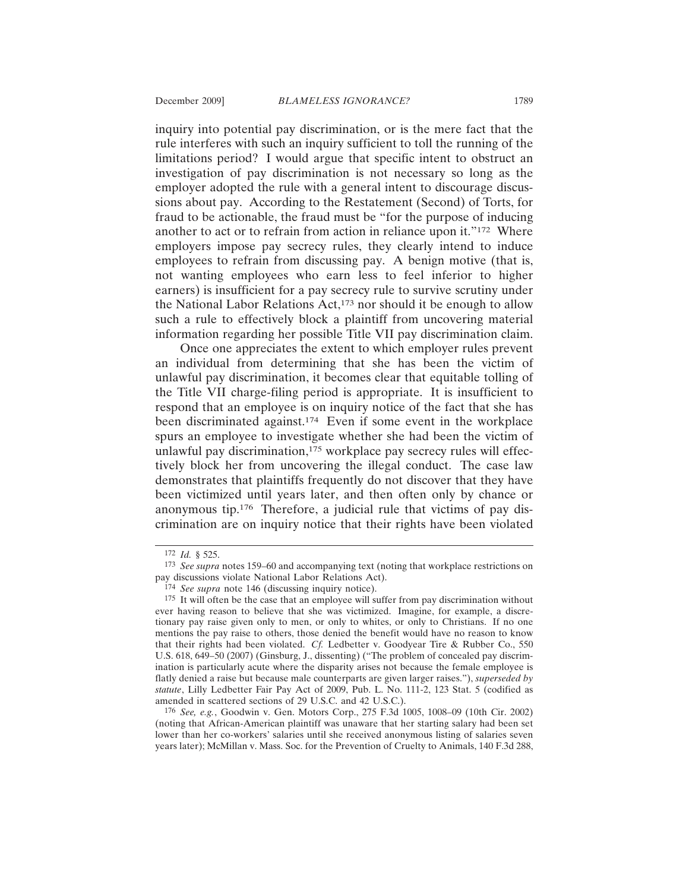inquiry into potential pay discrimination, or is the mere fact that the rule interferes with such an inquiry sufficient to toll the running of the limitations period? I would argue that specific intent to obstruct an investigation of pay discrimination is not necessary so long as the employer adopted the rule with a general intent to discourage discussions about pay. According to the Restatement (Second) of Torts, for fraud to be actionable, the fraud must be "for the purpose of inducing another to act or to refrain from action in reliance upon it."[172] Where employers impose pay secrecy rules, they clearly intend to induce employees to refrain from discussing pay. A benign motive (that is, not wanting employees who earn less to feel inferior to higher earners) is insufficient for a pay secrecy rule to survive scrutiny under the National Labor Relations Act,[173] nor should it be enough to allow such a rule to effectively block a plaintiff from uncovering material information regarding her possible Title VII pay discrimination claim.

Once one appreciates the extent to which employer rules prevent an individual from determining that she has been the victim of unlawful pay discrimination, it becomes clear that equitable tolling of the Title VII charge-filing period is appropriate. It is insufficient to respond that an employee is on inquiry notice of the fact that she has been discriminated against.[174] Even if some event in the workplace spurs an employee to investigate whether she had been the victim of unlawful pay discrimination,[175] workplace pay secrecy rules will effectively block her from uncovering the illegal conduct. The case law demonstrates that plaintiffs frequently do not discover that they have been victimized until years later, and then often only by chance or anonymous tip.[176] Therefore, a judicial rule that victims of pay discrimination are on inquiry notice that their rights have been violated

---

[172] *Id.* § 525.

[173] *See supra* notes 159–60 and accompanying text (noting that workplace restrictions on pay discussions violate National Labor Relations Act).

[174] *See supra* note 146 (discussing inquiry notice).

[175] It will often be the case that an employee will suffer from pay discrimination without ever having reason to believe that she was victimized. Imagine, for example, a discretionary pay raise given only to men, or only to whites, or only to Christians. If no one mentions the pay raise to others, those denied the benefit would have no reason to know that their rights had been violated. *Cf.* Ledbetter v. Goodyear Tire & Rubber Co., 550 U.S. 618, 649–50 (2007) (Ginsburg, J., dissenting) ("The problem of concealed pay discrimination is particularly acute where the disparity arises not because the female employee is flatly denied a raise but because male counterparts are given larger raises."), *superseded by statute*, Lilly Ledbetter Fair Pay Act of 2009, Pub. L. No. 111-2, 123 Stat. 5 (codified as amended in scattered sections of 29 U.S.C. and 42 U.S.C.).

[176] *See, e.g.*, Goodwin v. Gen. Motors Corp., 275 F.3d 1005, 1008–09 (10th Cir. 2002) (noting that African-American plaintiff was unaware that her starting salary had been set lower than her co-workers' salaries until she received anonymous listing of salaries seven years later); McMillan v. Mass. Soc. for the Prevention of Cruelty to Animals, 140 F.3d 288,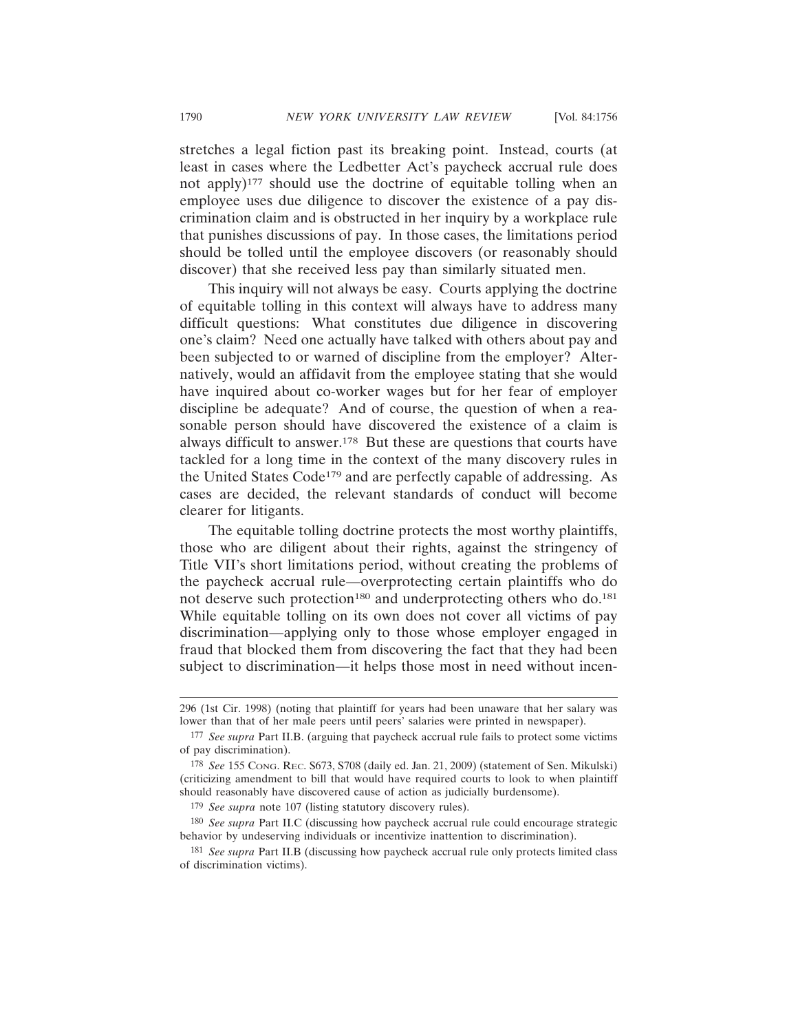stretches a legal fiction past its breaking point. Instead, courts (at least in cases where the Ledbetter Act's paycheck accrual rule does not apply)[177] should use the doctrine of equitable tolling when an employee uses due diligence to discover the existence of a pay discrimination claim and is obstructed in her inquiry by a workplace rule that punishes discussions of pay. In those cases, the limitations period should be tolled until the employee discovers (or reasonably should discover) that she received less pay than similarly situated men.

This inquiry will not always be easy. Courts applying the doctrine of equitable tolling in this context will always have to address many difficult questions: What constitutes due diligence in discovering one's claim? Need one actually have talked with others about pay and been subjected to or warned of discipline from the employer? Alternatively, would an affidavit from the employee stating that she would have inquired about co-worker wages but for her fear of employer discipline be adequate? And of course, the question of when a reasonable person should have discovered the existence of a claim is always difficult to answer.[178] But these are questions that courts have tackled for a long time in the context of the many discovery rules in the United States Code[179] and are perfectly capable of addressing. As cases are decided, the relevant standards of conduct will become clearer for litigants.

The equitable tolling doctrine protects the most worthy plaintiffs, those who are diligent about their rights, against the stringency of Title VII's short limitations period, without creating the problems of the paycheck accrual rule—overprotecting certain plaintiffs who do not deserve such protection[180] and underprotecting others who do.[181] While equitable tolling on its own does not cover all victims of pay discrimination—applying only to those whose employer engaged in fraud that blocked them from discovering the fact that they had been subject to discrimination—it helps those most in need without incen-

---

296 (1st Cir. 1998) (noting that plaintiff for years had been unaware that her salary was lower than that of her male peers until peers' salaries were printed in newspaper).

[177] *See supra* Part II.B. (arguing that paycheck accrual rule fails to protect some victims of pay discrimination).

[178] *See* 155 CONG. REC. S673, S708 (daily ed. Jan. 21, 2009) (statement of Sen. Mikulski) (criticizing amendment to bill that would have required courts to look to when plaintiff should reasonably have discovered cause of action as judicially burdensome).

[179] *See supra* note 107 (listing statutory discovery rules).

[180] *See supra* Part II.C (discussing how paycheck accrual rule could encourage strategic behavior by undeserving individuals or incentivize inattention to discrimination).

[181] *See supra* Part II.B (discussing how paycheck accrual rule only protects limited class of discrimination victims).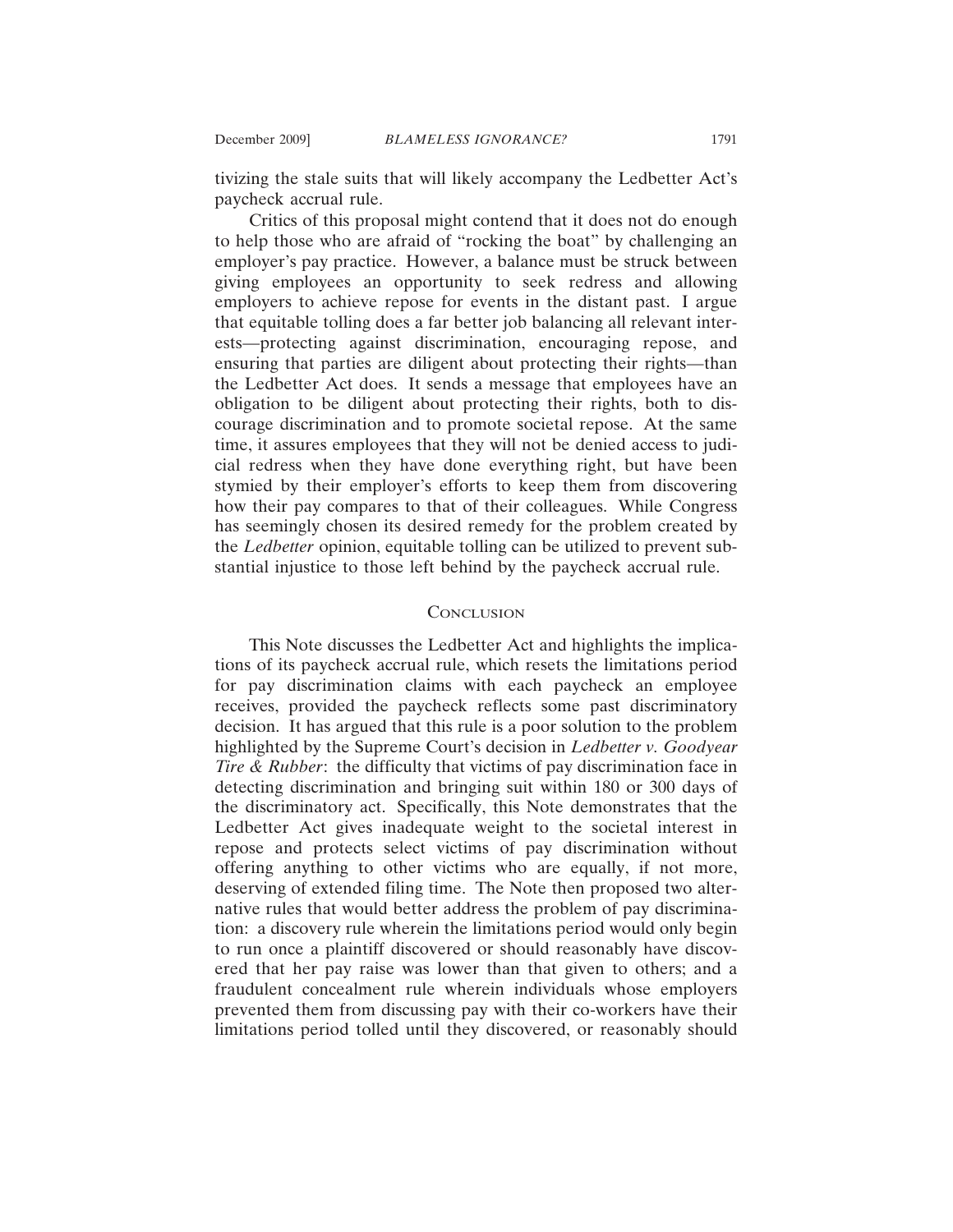tivizing the stale suits that will likely accompany the Ledbetter Act's paycheck accrual rule.

Critics of this proposal might contend that it does not do enough to help those who are afraid of "rocking the boat" by challenging an employer's pay practice. However, a balance must be struck between giving employees an opportunity to seek redress and allowing employers to achieve repose for events in the distant past. I argue that equitable tolling does a far better job balancing all relevant interests—protecting against discrimination, encouraging repose, and ensuring that parties are diligent about protecting their rights—than the Ledbetter Act does. It sends a message that employees have an obligation to be diligent about protecting their rights, both to discourage discrimination and to promote societal repose. At the same time, it assures employees that they will not be denied access to judicial redress when they have done everything right, but have been stymied by their employer's efforts to keep them from discovering how their pay compares to that of their colleagues. While Congress has seemingly chosen its desired remedy for the problem created by the *Ledbetter* opinion, equitable tolling can be utilized to prevent substantial injustice to those left behind by the paycheck accrual rule.

## Conclusion

This Note discusses the Ledbetter Act and highlights the implications of its paycheck accrual rule, which resets the limitations period for pay discrimination claims with each paycheck an employee receives, provided the paycheck reflects some past discriminatory decision. It has argued that this rule is a poor solution to the problem highlighted by the Supreme Court's decision in *Ledbetter v. Goodyear Tire & Rubber*: the difficulty that victims of pay discrimination face in detecting discrimination and bringing suit within 180 or 300 days of the discriminatory act. Specifically, this Note demonstrates that the Ledbetter Act gives inadequate weight to the societal interest in repose and protects select victims of pay discrimination without offering anything to other victims who are equally, if not more, deserving of extended filing time. The Note then proposed two alternative rules that would better address the problem of pay discrimination: a discovery rule wherein the limitations period would only begin to run once a plaintiff discovered or should reasonably have discovered that her pay raise was lower than that given to others; and a fraudulent concealment rule wherein individuals whose employers prevented them from discussing pay with their co-workers have their limitations period tolled until they discovered, or reasonably should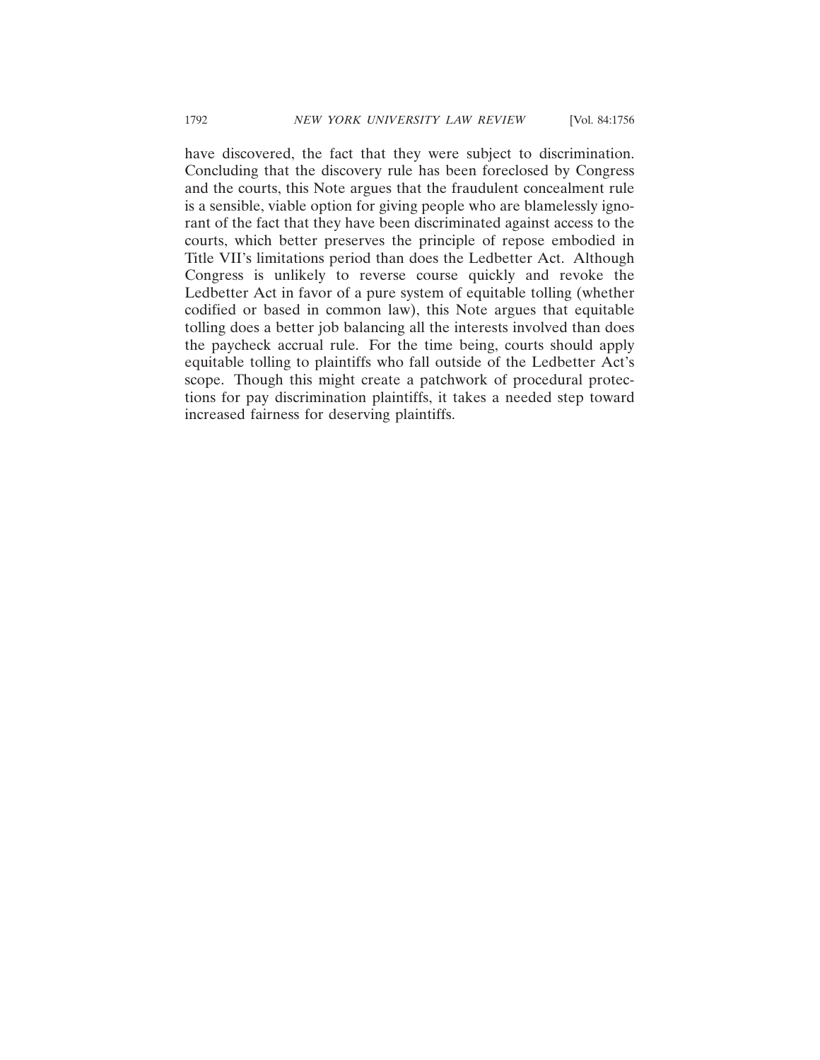have discovered, the fact that they were subject to discrimination. Concluding that the discovery rule has been foreclosed by Congress and the courts, this Note argues that the fraudulent concealment rule is a sensible, viable option for giving people who are blamelessly ignorant of the fact that they have been discriminated against access to the courts, which better preserves the principle of repose embodied in Title VII's limitations period than does the Ledbetter Act. Although Congress is unlikely to reverse course quickly and revoke the Ledbetter Act in favor of a pure system of equitable tolling (whether codified or based in common law), this Note argues that equitable tolling does a better job balancing all the interests involved than does the paycheck accrual rule. For the time being, courts should apply equitable tolling to plaintiffs who fall outside of the Ledbetter Act's scope. Though this might create a patchwork of procedural protections for pay discrimination plaintiffs, it takes a needed step toward increased fairness for deserving plaintiffs.